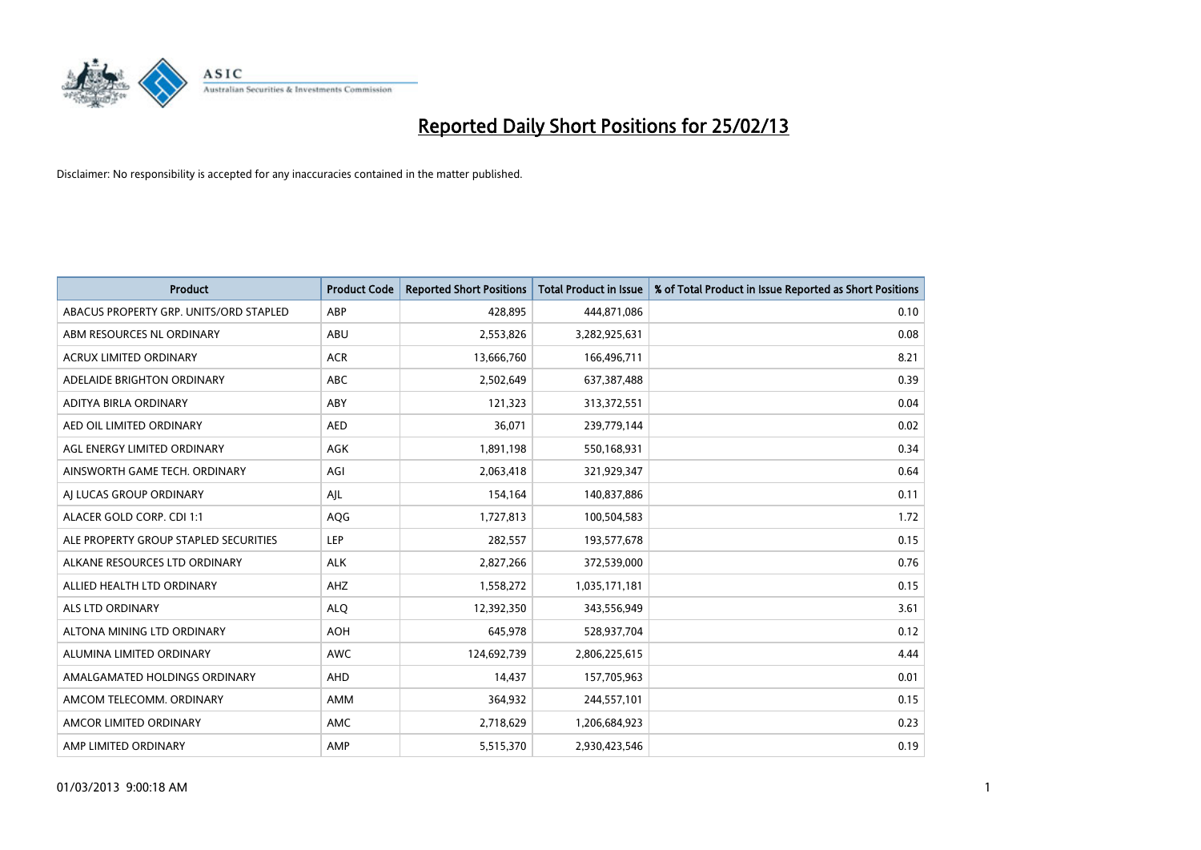# Reported Daily Short Positions for 25/02/13

Disclaimer: No responsibility is accepted for any inaccuracies contained in the matter published.

| Product | Product Code | Reported Short Positions | Total Product in Issue | % of Total Product in Issue Reported as Short Positions |
|---|---|---|---|---|
| ABACUS PROPERTY GRP. UNITS/ORD STAPLED | ABP | 428,895 | 444,871,086 | 0.10 |
| ABM RESOURCES NL ORDINARY | ABU | 2,553,826 | 3,282,925,631 | 0.08 |
| ACRUX LIMITED ORDINARY | ACR | 13,666,760 | 166,496,711 | 8.21 |
| ADELAIDE BRIGHTON ORDINARY | ABC | 2,502,649 | 637,387,488 | 0.39 |
| ADITYA BIRLA ORDINARY | ABY | 121,323 | 313,372,551 | 0.04 |
| AED OIL LIMITED ORDINARY | AED | 36,071 | 239,779,144 | 0.02 |
| AGL ENERGY LIMITED ORDINARY | AGK | 1,891,198 | 550,168,931 | 0.34 |
| AINSWORTH GAME TECH. ORDINARY | AGI | 2,063,418 | 321,929,347 | 0.64 |
| AJ LUCAS GROUP ORDINARY | AJL | 154,164 | 140,837,886 | 0.11 |
| ALACER GOLD CORP. CDI 1:1 | AQG | 1,727,813 | 100,504,583 | 1.72 |
| ALE PROPERTY GROUP STAPLED SECURITIES | LEP | 282,557 | 193,577,678 | 0.15 |
| ALKANE RESOURCES LTD ORDINARY | ALK | 2,827,266 | 372,539,000 | 0.76 |
| ALLIED HEALTH LTD ORDINARY | AHZ | 1,558,272 | 1,035,171,181 | 0.15 |
| ALS LTD ORDINARY | ALQ | 12,392,350 | 343,556,949 | 3.61 |
| ALTONA MINING LTD ORDINARY | AOH | 645,978 | 528,937,704 | 0.12 |
| ALUMINA LIMITED ORDINARY | AWC | 124,692,739 | 2,806,225,615 | 4.44 |
| AMALGAMATED HOLDINGS ORDINARY | AHD | 14,437 | 157,705,963 | 0.01 |
| AMCOM TELECOMM. ORDINARY | AMM | 364,932 | 244,557,101 | 0.15 |
| AMCOR LIMITED ORDINARY | AMC | 2,718,629 | 1,206,684,923 | 0.23 |
| AMP LIMITED ORDINARY | AMP | 5,515,370 | 2,930,423,546 | 0.19 |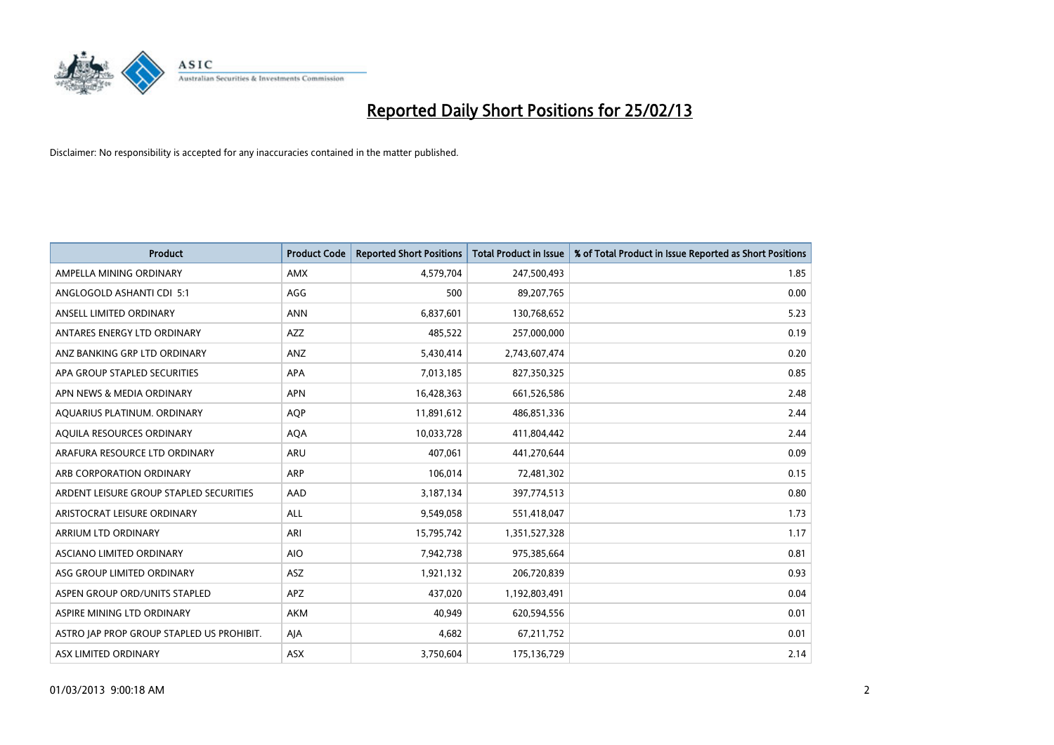# Reported Daily Short Positions for 25/02/13

Disclaimer: No responsibility is accepted for any inaccuracies contained in the matter published.

| Product | Product Code | Reported Short Positions | Total Product in Issue | % of Total Product in Issue Reported as Short Positions |
|---|---|---|---|---|
| AMPELLA MINING ORDINARY | AMX | 4,579,704 | 247,500,493 | 1.85 |
| ANGLOGOLD ASHANTI CDI 5:1 | AGG | 500 | 89,207,765 | 0.00 |
| ANSELL LIMITED ORDINARY | ANN | 6,837,601 | 130,768,652 | 5.23 |
| ANTARES ENERGY LTD ORDINARY | AZZ | 485,522 | 257,000,000 | 0.19 |
| ANZ BANKING GRP LTD ORDINARY | ANZ | 5,430,414 | 2,743,607,474 | 0.20 |
| APA GROUP STAPLED SECURITIES | APA | 7,013,185 | 827,350,325 | 0.85 |
| APN NEWS & MEDIA ORDINARY | APN | 16,428,363 | 661,526,586 | 2.48 |
| AQUARIUS PLATINUM. ORDINARY | AQP | 11,891,612 | 486,851,336 | 2.44 |
| AQUILA RESOURCES ORDINARY | AQA | 10,033,728 | 411,804,442 | 2.44 |
| ARAFURA RESOURCE LTD ORDINARY | ARU | 407,061 | 441,270,644 | 0.09 |
| ARB CORPORATION ORDINARY | ARP | 106,014 | 72,481,302 | 0.15 |
| ARDENT LEISURE GROUP STAPLED SECURITIES | AAD | 3,187,134 | 397,774,513 | 0.80 |
| ARISTOCRAT LEISURE ORDINARY | ALL | 9,549,058 | 551,418,047 | 1.73 |
| ARRIUM LTD ORDINARY | ARI | 15,795,742 | 1,351,527,328 | 1.17 |
| ASCIANO LIMITED ORDINARY | AIO | 7,942,738 | 975,385,664 | 0.81 |
| ASG GROUP LIMITED ORDINARY | ASZ | 1,921,132 | 206,720,839 | 0.93 |
| ASPEN GROUP ORD/UNITS STAPLED | APZ | 437,020 | 1,192,803,491 | 0.04 |
| ASPIRE MINING LTD ORDINARY | AKM | 40,949 | 620,594,556 | 0.01 |
| ASTRO JAP PROP GROUP STAPLED US PROHIBIT. | AJA | 4,682 | 67,211,752 | 0.01 |
| ASX LIMITED ORDINARY | ASX | 3,750,604 | 175,136,729 | 2.14 |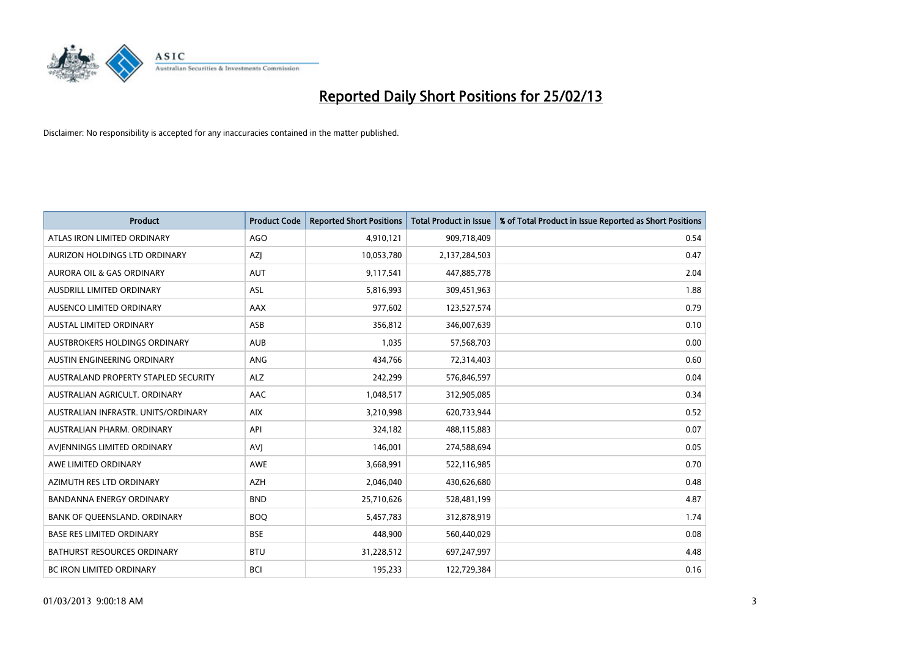# Reported Daily Short Positions for 25/02/13

Disclaimer: No responsibility is accepted for any inaccuracies contained in the matter published.

| Product | Product Code | Reported Short Positions | Total Product in Issue | % of Total Product in Issue Reported as Short Positions |
|---|---|---|---|---|
| ATLAS IRON LIMITED ORDINARY | AGO | 4,910,121 | 909,718,409 | 0.54 |
| AURIZON HOLDINGS LTD ORDINARY | AZJ | 10,053,780 | 2,137,284,503 | 0.47 |
| AURORA OIL & GAS ORDINARY | AUT | 9,117,541 | 447,885,778 | 2.04 |
| AUSDRILL LIMITED ORDINARY | ASL | 5,816,993 | 309,451,963 | 1.88 |
| AUSENCO LIMITED ORDINARY | AAX | 977,602 | 123,527,574 | 0.79 |
| AUSTAL LIMITED ORDINARY | ASB | 356,812 | 346,007,639 | 0.10 |
| AUSTBROKERS HOLDINGS ORDINARY | AUB | 1,035 | 57,568,703 | 0.00 |
| AUSTIN ENGINEERING ORDINARY | ANG | 434,766 | 72,314,403 | 0.60 |
| AUSTRALAND PROPERTY STAPLED SECURITY | ALZ | 242,299 | 576,846,597 | 0.04 |
| AUSTRALIAN AGRICULT. ORDINARY | AAC | 1,048,517 | 312,905,085 | 0.34 |
| AUSTRALIAN INFRASTR. UNITS/ORDINARY | AIX | 3,210,998 | 620,733,944 | 0.52 |
| AUSTRALIAN PHARM. ORDINARY | API | 324,182 | 488,115,883 | 0.07 |
| AVJENNINGS LIMITED ORDINARY | AVJ | 146,001 | 274,588,694 | 0.05 |
| AWE LIMITED ORDINARY | AWE | 3,668,991 | 522,116,985 | 0.70 |
| AZIMUTH RES LTD ORDINARY | AZH | 2,046,040 | 430,626,680 | 0.48 |
| BANDANNA ENERGY ORDINARY | BND | 25,710,626 | 528,481,199 | 4.87 |
| BANK OF QUEENSLAND. ORDINARY | BOQ | 5,457,783 | 312,878,919 | 1.74 |
| BASE RES LIMITED ORDINARY | BSE | 448,900 | 560,440,029 | 0.08 |
| BATHURST RESOURCES ORDINARY | BTU | 31,228,512 | 697,247,997 | 4.48 |
| BC IRON LIMITED ORDINARY | BCI | 195,233 | 122,729,384 | 0.16 |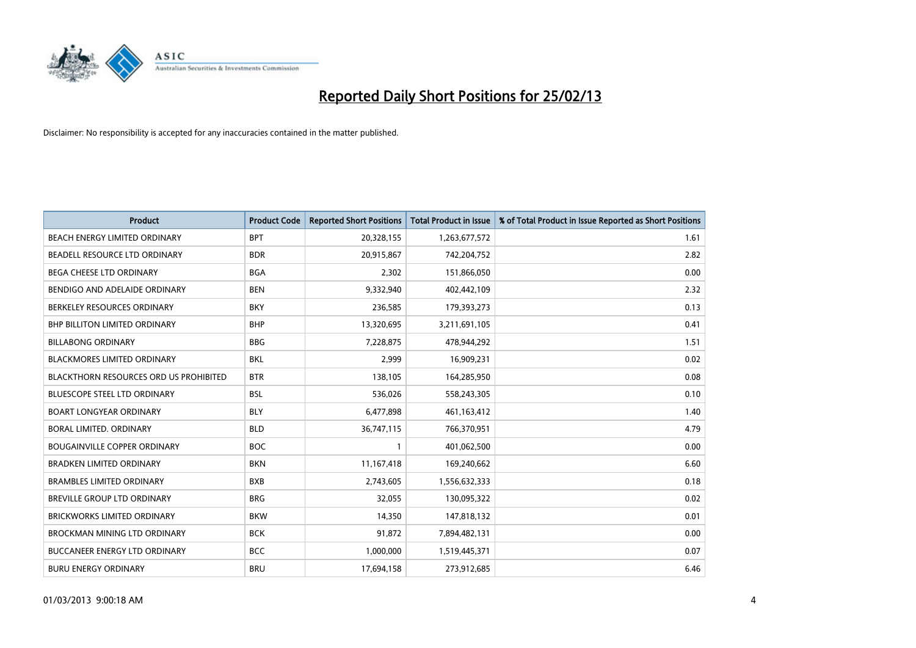# Reported Daily Short Positions for 25/02/13

Disclaimer: No responsibility is accepted for any inaccuracies contained in the matter published.

| Product | Product Code | Reported Short Positions | Total Product in Issue | % of Total Product in Issue Reported as Short Positions |
|---|---|---|---|---|
| BEACH ENERGY LIMITED ORDINARY | BPT | 20,328,155 | 1,263,677,572 | 1.61 |
| BEADELL RESOURCE LTD ORDINARY | BDR | 20,915,867 | 742,204,752 | 2.82 |
| BEGA CHEESE LTD ORDINARY | BGA | 2,302 | 151,866,050 | 0.00 |
| BENDIGO AND ADELAIDE ORDINARY | BEN | 9,332,940 | 402,442,109 | 2.32 |
| BERKELEY RESOURCES ORDINARY | BKY | 236,585 | 179,393,273 | 0.13 |
| BHP BILLITON LIMITED ORDINARY | BHP | 13,320,695 | 3,211,691,105 | 0.41 |
| BILLABONG ORDINARY | BBG | 7,228,875 | 478,944,292 | 1.51 |
| BLACKMORES LIMITED ORDINARY | BKL | 2,999 | 16,909,231 | 0.02 |
| BLACKTHORN RESOURCES ORD US PROHIBITED | BTR | 138,105 | 164,285,950 | 0.08 |
| BLUESCOPE STEEL LTD ORDINARY | BSL | 536,026 | 558,243,305 | 0.10 |
| BOART LONGYEAR ORDINARY | BLY | 6,477,898 | 461,163,412 | 1.40 |
| BORAL LIMITED. ORDINARY | BLD | 36,747,115 | 766,370,951 | 4.79 |
| BOUGAINVILLE COPPER ORDINARY | BOC | 1 | 401,062,500 | 0.00 |
| BRADKEN LIMITED ORDINARY | BKN | 11,167,418 | 169,240,662 | 6.60 |
| BRAMBLES LIMITED ORDINARY | BXB | 2,743,605 | 1,556,632,333 | 0.18 |
| BREVILLE GROUP LTD ORDINARY | BRG | 32,055 | 130,095,322 | 0.02 |
| BRICKWORKS LIMITED ORDINARY | BKW | 14,350 | 147,818,132 | 0.01 |
| BROCKMAN MINING LTD ORDINARY | BCK | 91,872 | 7,894,482,131 | 0.00 |
| BUCCANEER ENERGY LTD ORDINARY | BCC | 1,000,000 | 1,519,445,371 | 0.07 |
| BURU ENERGY ORDINARY | BRU | 17,694,158 | 273,912,685 | 6.46 |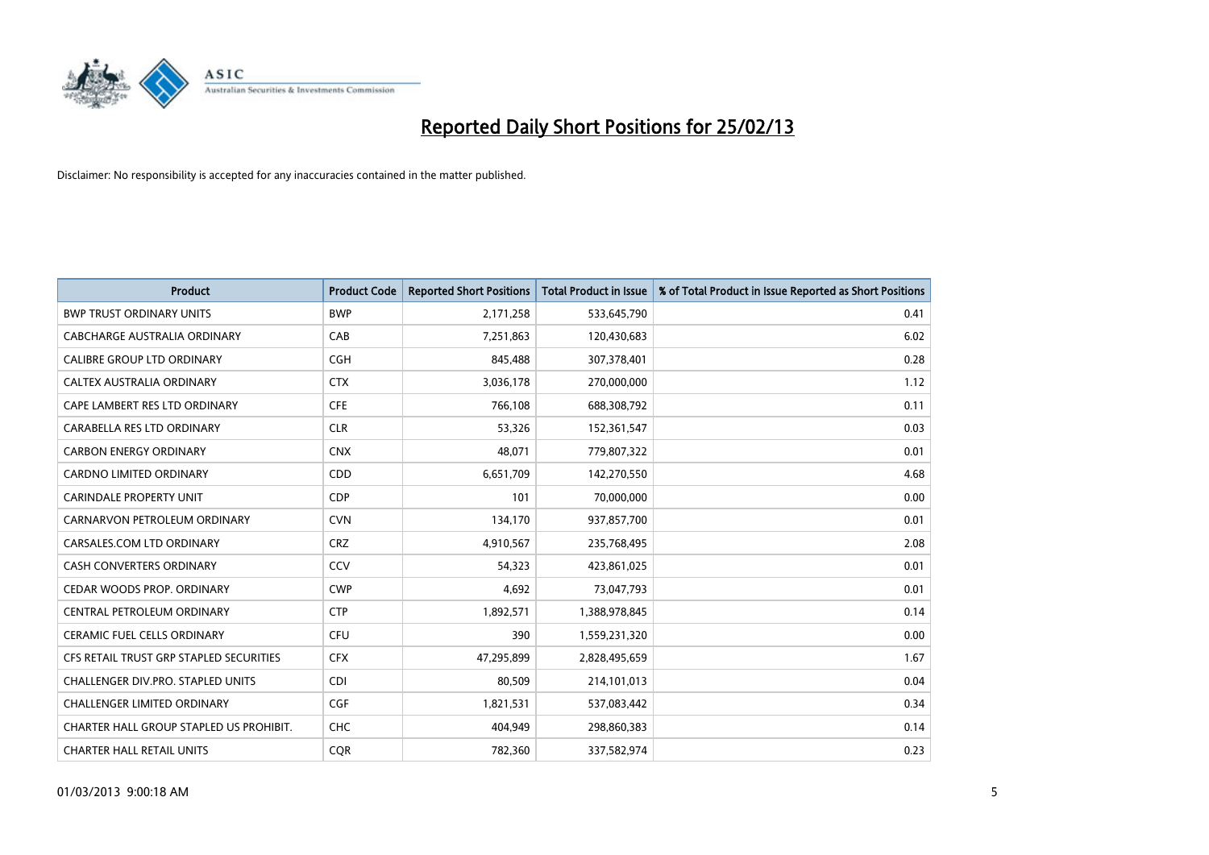# Reported Daily Short Positions for 25/02/13

Disclaimer: No responsibility is accepted for any inaccuracies contained in the matter published.

| Product | Product Code | Reported Short Positions | Total Product in Issue | % of Total Product in Issue Reported as Short Positions |
|---|---|---|---|---|
| BWP TRUST ORDINARY UNITS | BWP | 2,171,258 | 533,645,790 | 0.41 |
| CABCHARGE AUSTRALIA ORDINARY | CAB | 7,251,863 | 120,430,683 | 6.02 |
| CALIBRE GROUP LTD ORDINARY | CGH | 845,488 | 307,378,401 | 0.28 |
| CALTEX AUSTRALIA ORDINARY | CTX | 3,036,178 | 270,000,000 | 1.12 |
| CAPE LAMBERT RES LTD ORDINARY | CFE | 766,108 | 688,308,792 | 0.11 |
| CARABELLA RES LTD ORDINARY | CLR | 53,326 | 152,361,547 | 0.03 |
| CARBON ENERGY ORDINARY | CNX | 48,071 | 779,807,322 | 0.01 |
| CARDNO LIMITED ORDINARY | CDD | 6,651,709 | 142,270,550 | 4.68 |
| CARINDALE PROPERTY UNIT | CDP | 101 | 70,000,000 | 0.00 |
| CARNARVON PETROLEUM ORDINARY | CVN | 134,170 | 937,857,700 | 0.01 |
| CARSALES.COM LTD ORDINARY | CRZ | 4,910,567 | 235,768,495 | 2.08 |
| CASH CONVERTERS ORDINARY | CCV | 54,323 | 423,861,025 | 0.01 |
| CEDAR WOODS PROP. ORDINARY | CWP | 4,692 | 73,047,793 | 0.01 |
| CENTRAL PETROLEUM ORDINARY | CTP | 1,892,571 | 1,388,978,845 | 0.14 |
| CERAMIC FUEL CELLS ORDINARY | CFU | 390 | 1,559,231,320 | 0.00 |
| CFS RETAIL TRUST GRP STAPLED SECURITIES | CFX | 47,295,899 | 2,828,495,659 | 1.67 |
| CHALLENGER DIV.PRO. STAPLED UNITS | CDI | 80,509 | 214,101,013 | 0.04 |
| CHALLENGER LIMITED ORDINARY | CGF | 1,821,531 | 537,083,442 | 0.34 |
| CHARTER HALL GROUP STAPLED US PROHIBIT. | CHC | 404,949 | 298,860,383 | 0.14 |
| CHARTER HALL RETAIL UNITS | CQR | 782,360 | 337,582,974 | 0.23 |

01/03/2013 9:00:18 AM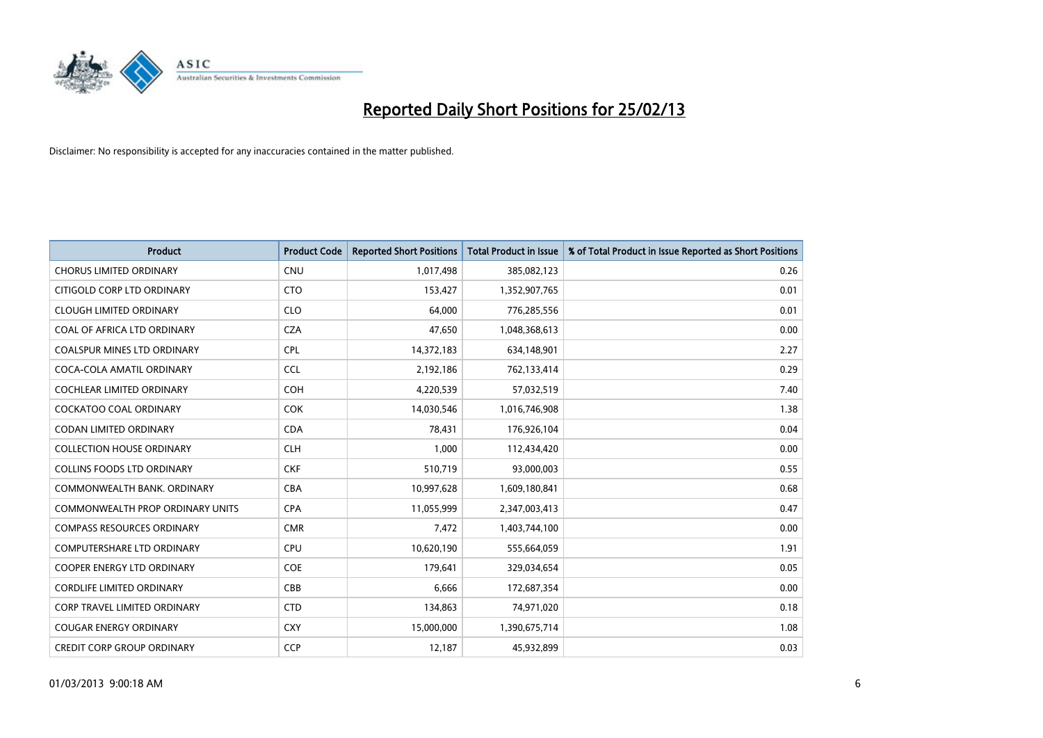# Reported Daily Short Positions for 25/02/13

Disclaimer: No responsibility is accepted for any inaccuracies contained in the matter published.

| Product | Product Code | Reported Short Positions | Total Product in Issue | % of Total Product in Issue Reported as Short Positions |
|---|---|---|---|---|
| CHORUS LIMITED ORDINARY | CNU | 1,017,498 | 385,082,123 | 0.26 |
| CITIGOLD CORP LTD ORDINARY | CTO | 153,427 | 1,352,907,765 | 0.01 |
| CLOUGH LIMITED ORDINARY | CLO | 64,000 | 776,285,556 | 0.01 |
| COAL OF AFRICA LTD ORDINARY | CZA | 47,650 | 1,048,368,613 | 0.00 |
| COALSPUR MINES LTD ORDINARY | CPL | 14,372,183 | 634,148,901 | 2.27 |
| COCA-COLA AMATIL ORDINARY | CCL | 2,192,186 | 762,133,414 | 0.29 |
| COCHLEAR LIMITED ORDINARY | COH | 4,220,539 | 57,032,519 | 7.40 |
| COCKATOO COAL ORDINARY | COK | 14,030,546 | 1,016,746,908 | 1.38 |
| CODAN LIMITED ORDINARY | CDA | 78,431 | 176,926,104 | 0.04 |
| COLLECTION HOUSE ORDINARY | CLH | 1,000 | 112,434,420 | 0.00 |
| COLLINS FOODS LTD ORDINARY | CKF | 510,719 | 93,000,003 | 0.55 |
| COMMONWEALTH BANK. ORDINARY | CBA | 10,997,628 | 1,609,180,841 | 0.68 |
| COMMONWEALTH PROP ORDINARY UNITS | CPA | 11,055,999 | 2,347,003,413 | 0.47 |
| COMPASS RESOURCES ORDINARY | CMR | 7,472 | 1,403,744,100 | 0.00 |
| COMPUTERSHARE LTD ORDINARY | CPU | 10,620,190 | 555,664,059 | 1.91 |
| COOPER ENERGY LTD ORDINARY | COE | 179,641 | 329,034,654 | 0.05 |
| CORDLIFE LIMITED ORDINARY | CBB | 6,666 | 172,687,354 | 0.00 |
| CORP TRAVEL LIMITED ORDINARY | CTD | 134,863 | 74,971,020 | 0.18 |
| COUGAR ENERGY ORDINARY | CXY | 15,000,000 | 1,390,675,714 | 1.08 |
| CREDIT CORP GROUP ORDINARY | CCP | 12,187 | 45,932,899 | 0.03 |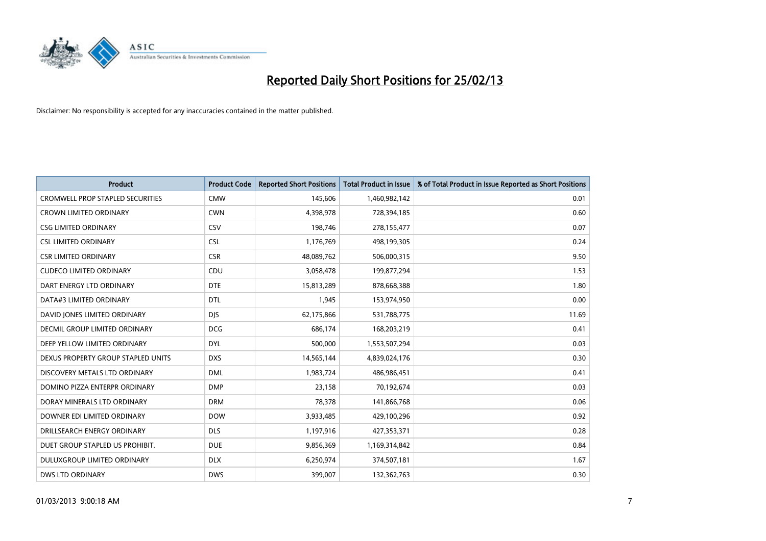# Reported Daily Short Positions for 25/02/13

Disclaimer: No responsibility is accepted for any inaccuracies contained in the matter published.

| Product | Product Code | Reported Short Positions | Total Product in Issue | % of Total Product in Issue Reported as Short Positions |
|---|---|---|---|---|
| CROMWELL PROP STAPLED SECURITIES | CMW | 145,606 | 1,460,982,142 | 0.01 |
| CROWN LIMITED ORDINARY | CWN | 4,398,978 | 728,394,185 | 0.60 |
| CSG LIMITED ORDINARY | CSV | 198,746 | 278,155,477 | 0.07 |
| CSL LIMITED ORDINARY | CSL | 1,176,769 | 498,199,305 | 0.24 |
| CSR LIMITED ORDINARY | CSR | 48,089,762 | 506,000,315 | 9.50 |
| CUDECO LIMITED ORDINARY | CDU | 3,058,478 | 199,877,294 | 1.53 |
| DART ENERGY LTD ORDINARY | DTE | 15,813,289 | 878,668,388 | 1.80 |
| DATA#3 LIMITED ORDINARY | DTL | 1,945 | 153,974,950 | 0.00 |
| DAVID JONES LIMITED ORDINARY | DJS | 62,175,866 | 531,788,775 | 11.69 |
| DECMIL GROUP LIMITED ORDINARY | DCG | 686,174 | 168,203,219 | 0.41 |
| DEEP YELLOW LIMITED ORDINARY | DYL | 500,000 | 1,553,507,294 | 0.03 |
| DEXUS PROPERTY GROUP STAPLED UNITS | DXS | 14,565,144 | 4,839,024,176 | 0.30 |
| DISCOVERY METALS LTD ORDINARY | DML | 1,983,724 | 486,986,451 | 0.41 |
| DOMINO PIZZA ENTERPR ORDINARY | DMP | 23,158 | 70,192,674 | 0.03 |
| DORAY MINERALS LTD ORDINARY | DRM | 78,378 | 141,866,768 | 0.06 |
| DOWNER EDI LIMITED ORDINARY | DOW | 3,933,485 | 429,100,296 | 0.92 |
| DRILLSEARCH ENERGY ORDINARY | DLS | 1,197,916 | 427,353,371 | 0.28 |
| DUET GROUP STAPLED US PROHIBIT. | DUE | 9,856,369 | 1,169,314,842 | 0.84 |
| DULUXGROUP LIMITED ORDINARY | DLX | 6,250,974 | 374,507,181 | 1.67 |
| DWS LTD ORDINARY | DWS | 399,007 | 132,362,763 | 0.30 |

01/03/2013 9:00:18 AM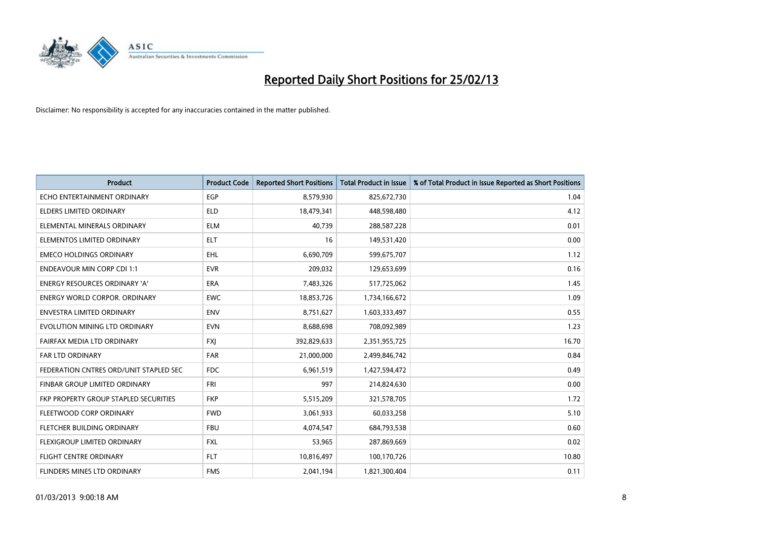# Reported Daily Short Positions for 25/02/13

Disclaimer: No responsibility is accepted for any inaccuracies contained in the matter published.

| Product | Product Code | Reported Short Positions | Total Product in Issue | % of Total Product in Issue Reported as Short Positions |
|---|---|---|---|---|
| ECHO ENTERTAINMENT ORDINARY | EGP | 8,579,930 | 825,672,730 | 1.04 |
| ELDERS LIMITED ORDINARY | ELD | 18,479,341 | 448,598,480 | 4.12 |
| ELEMENTAL MINERALS ORDINARY | ELM | 40,739 | 288,587,228 | 0.01 |
| ELEMENTOS LIMITED ORDINARY | ELT | 16 | 149,531,420 | 0.00 |
| EMECO HOLDINGS ORDINARY | EHL | 6,690,709 | 599,675,707 | 1.12 |
| ENDEAVOUR MIN CORP CDI 1:1 | EVR | 209,032 | 129,653,699 | 0.16 |
| ENERGY RESOURCES ORDINARY 'A' | ERA | 7,483,326 | 517,725,062 | 1.45 |
| ENERGY WORLD CORPOR. ORDINARY | EWC | 18,853,726 | 1,734,166,672 | 1.09 |
| ENVESTRA LIMITED ORDINARY | ENV | 8,751,627 | 1,603,333,497 | 0.55 |
| EVOLUTION MINING LTD ORDINARY | EVN | 8,688,698 | 708,092,989 | 1.23 |
| FAIRFAX MEDIA LTD ORDINARY | FXJ | 392,829,633 | 2,351,955,725 | 16.70 |
| FAR LTD ORDINARY | FAR | 21,000,000 | 2,499,846,742 | 0.84 |
| FEDERATION CNTRES ORD/UNIT STAPLED SEC | FDC | 6,961,519 | 1,427,594,472 | 0.49 |
| FINBAR GROUP LIMITED ORDINARY | FRI | 997 | 214,824,630 | 0.00 |
| FKP PROPERTY GROUP STAPLED SECURITIES | FKP | 5,515,209 | 321,578,705 | 1.72 |
| FLEETWOOD CORP ORDINARY | FWD | 3,061,933 | 60,033,258 | 5.10 |
| FLETCHER BUILDING ORDINARY | FBU | 4,074,547 | 684,793,538 | 0.60 |
| FLEXIGROUP LIMITED ORDINARY | FXL | 53,965 | 287,869,669 | 0.02 |
| FLIGHT CENTRE ORDINARY | FLT | 10,816,497 | 100,170,726 | 10.80 |
| FLINDERS MINES LTD ORDINARY | FMS | 2,041,194 | 1,821,300,404 | 0.11 |

01/03/2013 9:00:18 AM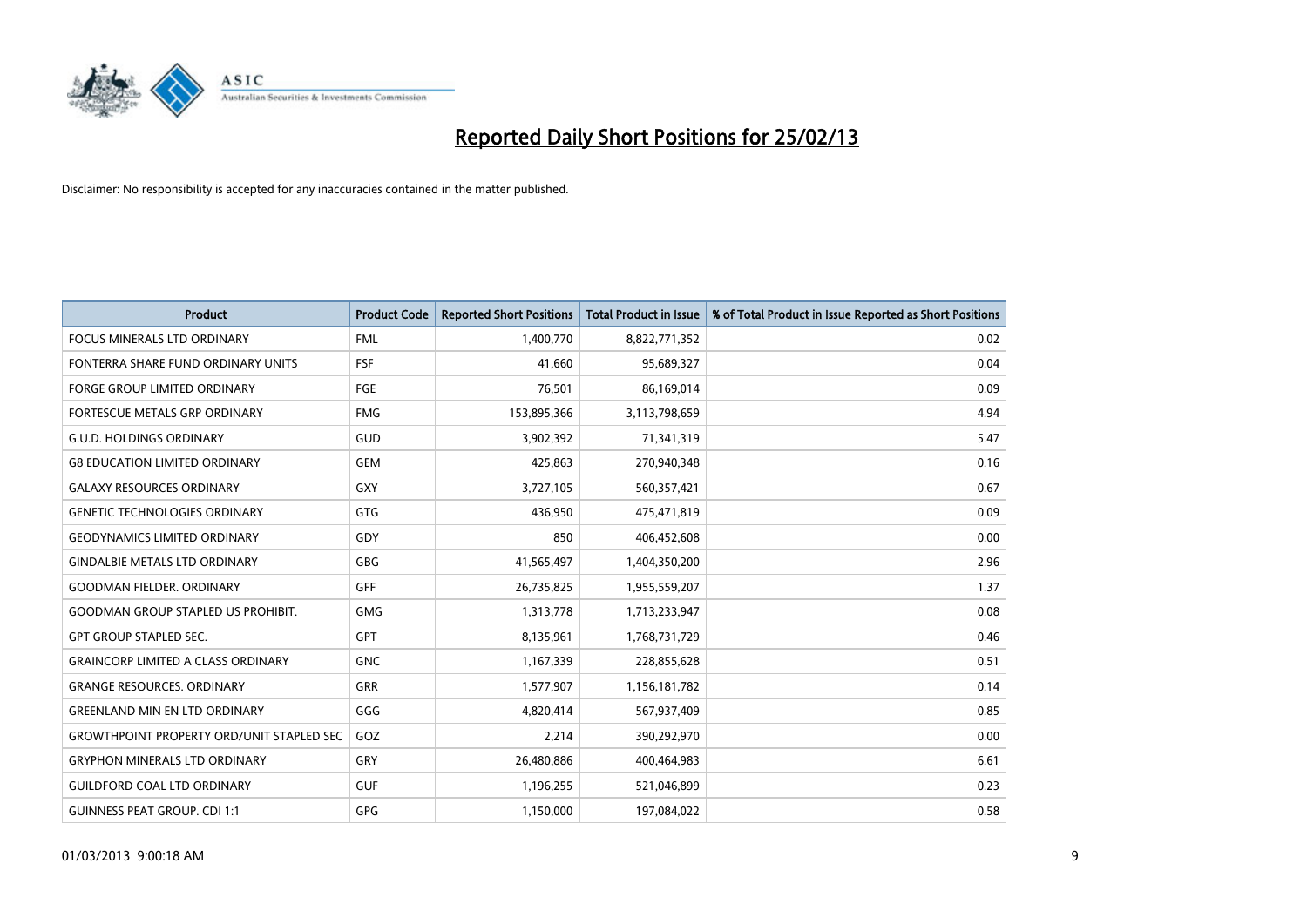# Reported Daily Short Positions for 25/02/13

Disclaimer: No responsibility is accepted for any inaccuracies contained in the matter published.

| Product | Product Code | Reported Short Positions | Total Product in Issue | % of Total Product in Issue Reported as Short Positions |
|---|---|---|---|---|
| FOCUS MINERALS LTD ORDINARY | FML | 1,400,770 | 8,822,771,352 | 0.02 |
| FONTERRA SHARE FUND ORDINARY UNITS | FSF | 41,660 | 95,689,327 | 0.04 |
| FORGE GROUP LIMITED ORDINARY | FGE | 76,501 | 86,169,014 | 0.09 |
| FORTESCUE METALS GRP ORDINARY | FMG | 153,895,366 | 3,113,798,659 | 4.94 |
| G.U.D. HOLDINGS ORDINARY | GUD | 3,902,392 | 71,341,319 | 5.47 |
| G8 EDUCATION LIMITED ORDINARY | GEM | 425,863 | 270,940,348 | 0.16 |
| GALAXY RESOURCES ORDINARY | GXY | 3,727,105 | 560,357,421 | 0.67 |
| GENETIC TECHNOLOGIES ORDINARY | GTG | 436,950 | 475,471,819 | 0.09 |
| GEODYNAMICS LIMITED ORDINARY | GDY | 850 | 406,452,608 | 0.00 |
| GINDALBIE METALS LTD ORDINARY | GBG | 41,565,497 | 1,404,350,200 | 2.96 |
| GOODMAN FIELDER. ORDINARY | GFF | 26,735,825 | 1,955,559,207 | 1.37 |
| GOODMAN GROUP STAPLED US PROHIBIT. | GMG | 1,313,778 | 1,713,233,947 | 0.08 |
| GPT GROUP STAPLED SEC. | GPT | 8,135,961 | 1,768,731,729 | 0.46 |
| GRAINCORP LIMITED A CLASS ORDINARY | GNC | 1,167,339 | 228,855,628 | 0.51 |
| GRANGE RESOURCES. ORDINARY | GRR | 1,577,907 | 1,156,181,782 | 0.14 |
| GREENLAND MIN EN LTD ORDINARY | GGG | 4,820,414 | 567,937,409 | 0.85 |
| GROWTHPOINT PROPERTY ORD/UNIT STAPLED SEC | GOZ | 2,214 | 390,292,970 | 0.00 |
| GRYPHON MINERALS LTD ORDINARY | GRY | 26,480,886 | 400,464,983 | 6.61 |
| GUILDFORD COAL LTD ORDINARY | GUF | 1,196,255 | 521,046,899 | 0.23 |
| GUINNESS PEAT GROUP. CDI 1:1 | GPG | 1,150,000 | 197,084,022 | 0.58 |

01/03/2013 9:00:18 AM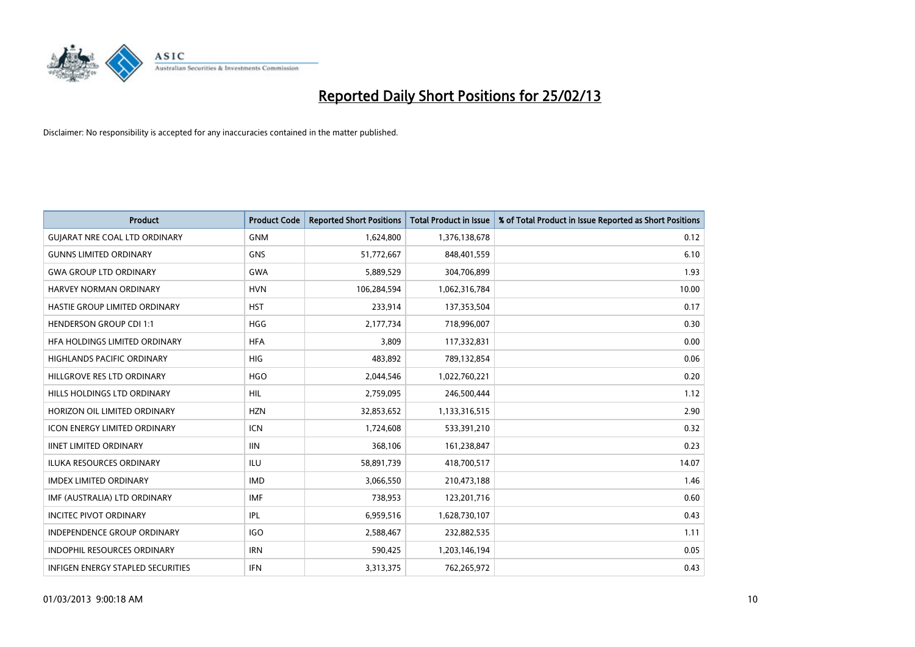# Reported Daily Short Positions for 25/02/13

Disclaimer: No responsibility is accepted for any inaccuracies contained in the matter published.

| Product | Product Code | Reported Short Positions | Total Product in Issue | % of Total Product in Issue Reported as Short Positions |
|---|---|---|---|---|
| GUJARAT NRE COAL LTD ORDINARY | GNM | 1,624,800 | 1,376,138,678 | 0.12 |
| GUNNS LIMITED ORDINARY | GNS | 51,772,667 | 848,401,559 | 6.10 |
| GWA GROUP LTD ORDINARY | GWA | 5,889,529 | 304,706,899 | 1.93 |
| HARVEY NORMAN ORDINARY | HVN | 106,284,594 | 1,062,316,784 | 10.00 |
| HASTIE GROUP LIMITED ORDINARY | HST | 233,914 | 137,353,504 | 0.17 |
| HENDERSON GROUP CDI 1:1 | HGG | 2,177,734 | 718,996,007 | 0.30 |
| HFA HOLDINGS LIMITED ORDINARY | HFA | 3,809 | 117,332,831 | 0.00 |
| HIGHLANDS PACIFIC ORDINARY | HIG | 483,892 | 789,132,854 | 0.06 |
| HILLGROVE RES LTD ORDINARY | HGO | 2,044,546 | 1,022,760,221 | 0.20 |
| HILLS HOLDINGS LTD ORDINARY | HIL | 2,759,095 | 246,500,444 | 1.12 |
| HORIZON OIL LIMITED ORDINARY | HZN | 32,853,652 | 1,133,316,515 | 2.90 |
| ICON ENERGY LIMITED ORDINARY | ICN | 1,724,608 | 533,391,210 | 0.32 |
| IINET LIMITED ORDINARY | IIN | 368,106 | 161,238,847 | 0.23 |
| ILUKA RESOURCES ORDINARY | ILU | 58,891,739 | 418,700,517 | 14.07 |
| IMDEX LIMITED ORDINARY | IMD | 3,066,550 | 210,473,188 | 1.46 |
| IMF (AUSTRALIA) LTD ORDINARY | IMF | 738,953 | 123,201,716 | 0.60 |
| INCITEC PIVOT ORDINARY | IPL | 6,959,516 | 1,628,730,107 | 0.43 |
| INDEPENDENCE GROUP ORDINARY | IGO | 2,588,467 | 232,882,535 | 1.11 |
| INDOPHIL RESOURCES ORDINARY | IRN | 590,425 | 1,203,146,194 | 0.05 |
| INFIGEN ENERGY STAPLED SECURITIES | IFN | 3,313,375 | 762,265,972 | 0.43 |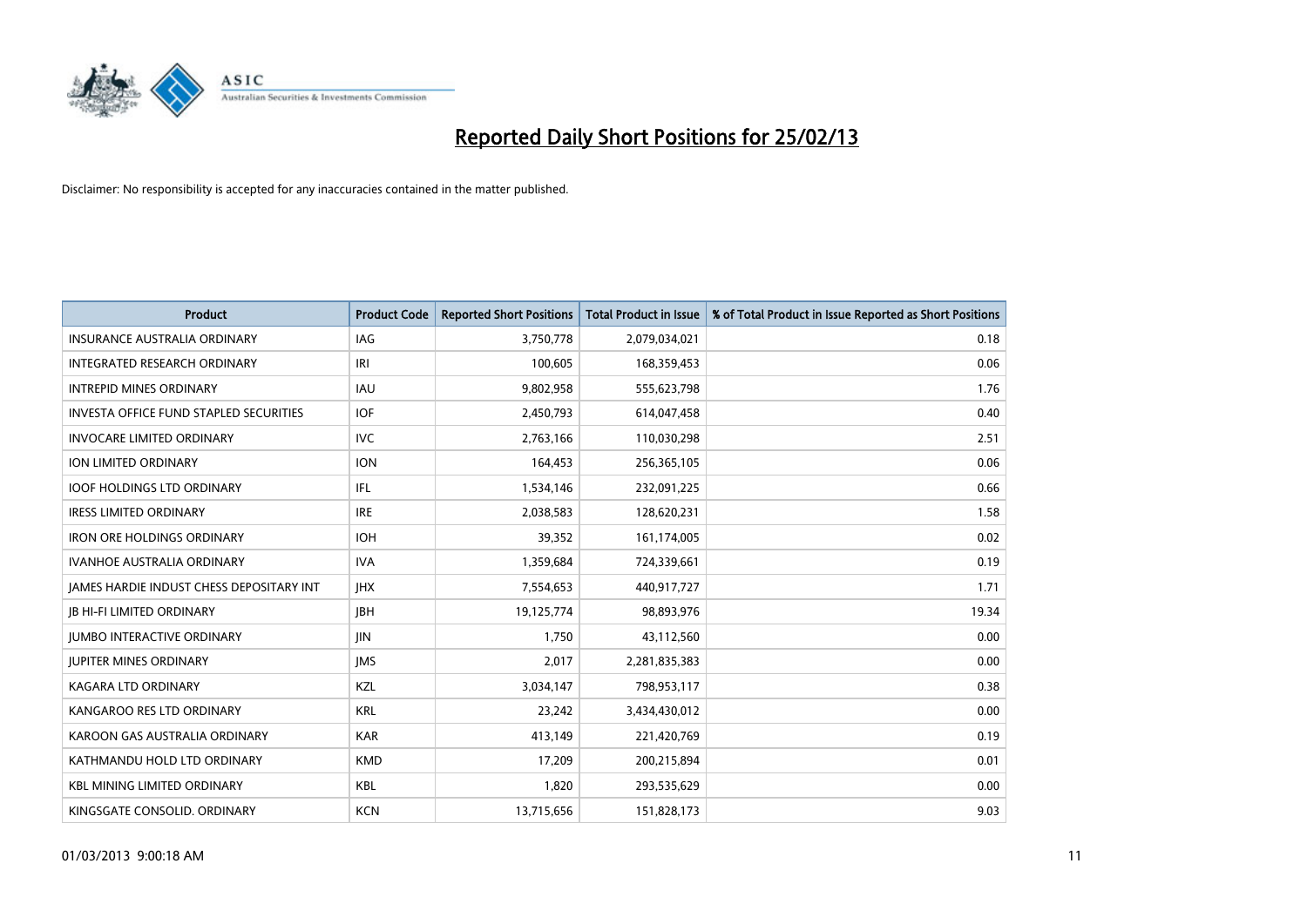# Reported Daily Short Positions for 25/02/13

Disclaimer: No responsibility is accepted for any inaccuracies contained in the matter published.

| Product | Product Code | Reported Short Positions | Total Product in Issue | % of Total Product in Issue Reported as Short Positions |
|---|---|---|---|---|
| INSURANCE AUSTRALIA ORDINARY | IAG | 3,750,778 | 2,079,034,021 | 0.18 |
| INTEGRATED RESEARCH ORDINARY | IRI | 100,605 | 168,359,453 | 0.06 |
| INTREPID MINES ORDINARY | IAU | 9,802,958 | 555,623,798 | 1.76 |
| INVESTA OFFICE FUND STAPLED SECURITIES | IOF | 2,450,793 | 614,047,458 | 0.40 |
| INVOCARE LIMITED ORDINARY | IVC | 2,763,166 | 110,030,298 | 2.51 |
| ION LIMITED ORDINARY | ION | 164,453 | 256,365,105 | 0.06 |
| IOOF HOLDINGS LTD ORDINARY | IFL | 1,534,146 | 232,091,225 | 0.66 |
| IRESS LIMITED ORDINARY | IRE | 2,038,583 | 128,620,231 | 1.58 |
| IRON ORE HOLDINGS ORDINARY | IOH | 39,352 | 161,174,005 | 0.02 |
| IVANHOE AUSTRALIA ORDINARY | IVA | 1,359,684 | 724,339,661 | 0.19 |
| JAMES HARDIE INDUST CHESS DEPOSITARY INT | JHX | 7,554,653 | 440,917,727 | 1.71 |
| JB HI-FI LIMITED ORDINARY | JBH | 19,125,774 | 98,893,976 | 19.34 |
| JUMBO INTERACTIVE ORDINARY | JIN | 1,750 | 43,112,560 | 0.00 |
| JUPITER MINES ORDINARY | JMS | 2,017 | 2,281,835,383 | 0.00 |
| KAGARA LTD ORDINARY | KZL | 3,034,147 | 798,953,117 | 0.38 |
| KANGAROO RES LTD ORDINARY | KRL | 23,242 | 3,434,430,012 | 0.00 |
| KAROON GAS AUSTRALIA ORDINARY | KAR | 413,149 | 221,420,769 | 0.19 |
| KATHMANDU HOLD LTD ORDINARY | KMD | 17,209 | 200,215,894 | 0.01 |
| KBL MINING LIMITED ORDINARY | KBL | 1,820 | 293,535,629 | 0.00 |
| KINGSGATE CONSOLID. ORDINARY | KCN | 13,715,656 | 151,828,173 | 9.03 |

01/03/2013 9:00:18 AM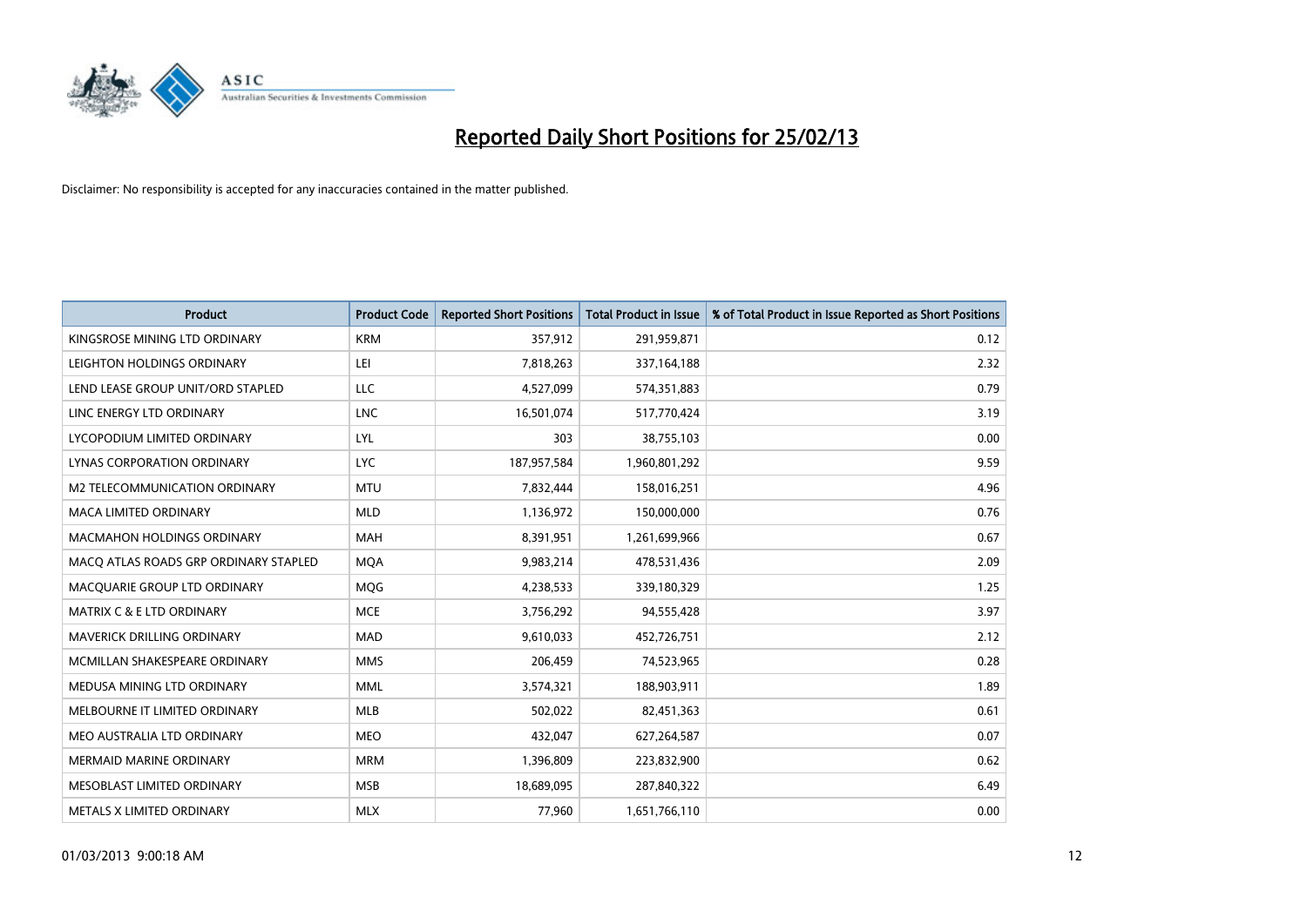# Reported Daily Short Positions for 25/02/13

Disclaimer: No responsibility is accepted for any inaccuracies contained in the matter published.

| Product | Product Code | Reported Short Positions | Total Product in Issue | % of Total Product in Issue Reported as Short Positions |
|---|---|---|---|---|
| KINGSROSE MINING LTD ORDINARY | KRM | 357,912 | 291,959,871 | 0.12 |
| LEIGHTON HOLDINGS ORDINARY | LEI | 7,818,263 | 337,164,188 | 2.32 |
| LEND LEASE GROUP UNIT/ORD STAPLED | LLC | 4,527,099 | 574,351,883 | 0.79 |
| LINC ENERGY LTD ORDINARY | LNC | 16,501,074 | 517,770,424 | 3.19 |
| LYCOPODIUM LIMITED ORDINARY | LYL | 303 | 38,755,103 | 0.00 |
| LYNAS CORPORATION ORDINARY | LYC | 187,957,584 | 1,960,801,292 | 9.59 |
| M2 TELECOMMUNICATION ORDINARY | MTU | 7,832,444 | 158,016,251 | 4.96 |
| MACA LIMITED ORDINARY | MLD | 1,136,972 | 150,000,000 | 0.76 |
| MACMAHON HOLDINGS ORDINARY | MAH | 8,391,951 | 1,261,699,966 | 0.67 |
| MACQ ATLAS ROADS GRP ORDINARY STAPLED | MQA | 9,983,214 | 478,531,436 | 2.09 |
| MACQUARIE GROUP LTD ORDINARY | MQG | 4,238,533 | 339,180,329 | 1.25 |
| MATRIX C & E LTD ORDINARY | MCE | 3,756,292 | 94,555,428 | 3.97 |
| MAVERICK DRILLING ORDINARY | MAD | 9,610,033 | 452,726,751 | 2.12 |
| MCMILLAN SHAKESPEARE ORDINARY | MMS | 206,459 | 74,523,965 | 0.28 |
| MEDUSA MINING LTD ORDINARY | MML | 3,574,321 | 188,903,911 | 1.89 |
| MELBOURNE IT LIMITED ORDINARY | MLB | 502,022 | 82,451,363 | 0.61 |
| MEO AUSTRALIA LTD ORDINARY | MEO | 432,047 | 627,264,587 | 0.07 |
| MERMAID MARINE ORDINARY | MRM | 1,396,809 | 223,832,900 | 0.62 |
| MESOBLAST LIMITED ORDINARY | MSB | 18,689,095 | 287,840,322 | 6.49 |
| METALS X LIMITED ORDINARY | MLX | 77,960 | 1,651,766,110 | 0.00 |

01/03/2013 9:00:18 AM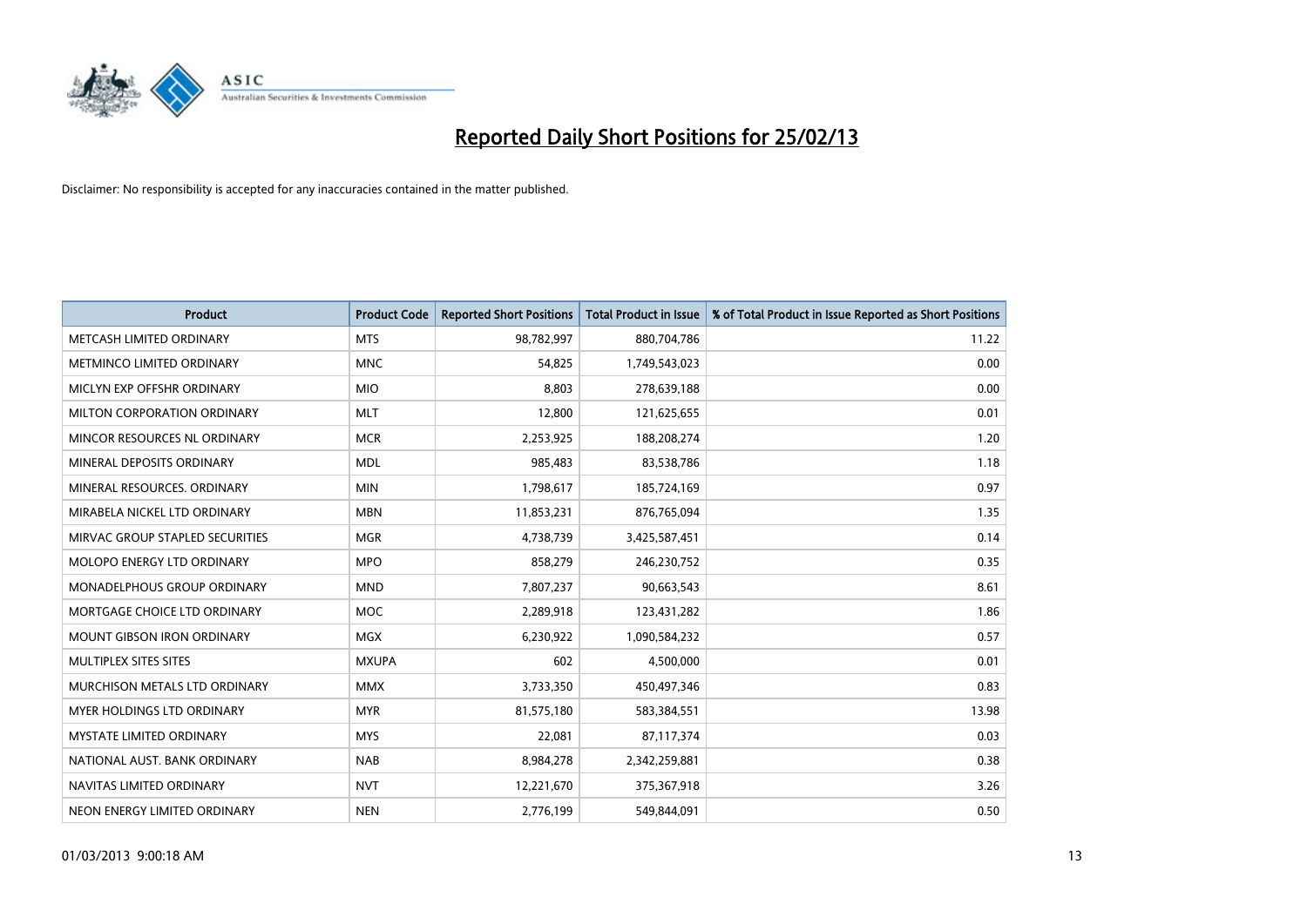# Reported Daily Short Positions for 25/02/13

Disclaimer: No responsibility is accepted for any inaccuracies contained in the matter published.

| Product | Product Code | Reported Short Positions | Total Product in Issue | % of Total Product in Issue Reported as Short Positions |
|---|---|---|---|---|
| METCASH LIMITED ORDINARY | MTS | 98,782,997 | 880,704,786 | 11.22 |
| METMINCO LIMITED ORDINARY | MNC | 54,825 | 1,749,543,023 | 0.00 |
| MICLYN EXP OFFSHR ORDINARY | MIO | 8,803 | 278,639,188 | 0.00 |
| MILTON CORPORATION ORDINARY | MLT | 12,800 | 121,625,655 | 0.01 |
| MINCOR RESOURCES NL ORDINARY | MCR | 2,253,925 | 188,208,274 | 1.20 |
| MINERAL DEPOSITS ORDINARY | MDL | 985,483 | 83,538,786 | 1.18 |
| MINERAL RESOURCES. ORDINARY | MIN | 1,798,617 | 185,724,169 | 0.97 |
| MIRABELA NICKEL LTD ORDINARY | MBN | 11,853,231 | 876,765,094 | 1.35 |
| MIRVAC GROUP STAPLED SECURITIES | MGR | 4,738,739 | 3,425,587,451 | 0.14 |
| MOLOPO ENERGY LTD ORDINARY | MPO | 858,279 | 246,230,752 | 0.35 |
| MONADELPHOUS GROUP ORDINARY | MND | 7,807,237 | 90,663,543 | 8.61 |
| MORTGAGE CHOICE LTD ORDINARY | MOC | 2,289,918 | 123,431,282 | 1.86 |
| MOUNT GIBSON IRON ORDINARY | MGX | 6,230,922 | 1,090,584,232 | 0.57 |
| MULTIPLEX SITES SITES | MXUPA | 602 | 4,500,000 | 0.01 |
| MURCHISON METALS LTD ORDINARY | MMX | 3,733,350 | 450,497,346 | 0.83 |
| MYER HOLDINGS LTD ORDINARY | MYR | 81,575,180 | 583,384,551 | 13.98 |
| MYSTATE LIMITED ORDINARY | MYS | 22,081 | 87,117,374 | 0.03 |
| NATIONAL AUST. BANK ORDINARY | NAB | 8,984,278 | 2,342,259,881 | 0.38 |
| NAVITAS LIMITED ORDINARY | NVT | 12,221,670 | 375,367,918 | 3.26 |
| NEON ENERGY LIMITED ORDINARY | NEN | 2,776,199 | 549,844,091 | 0.50 |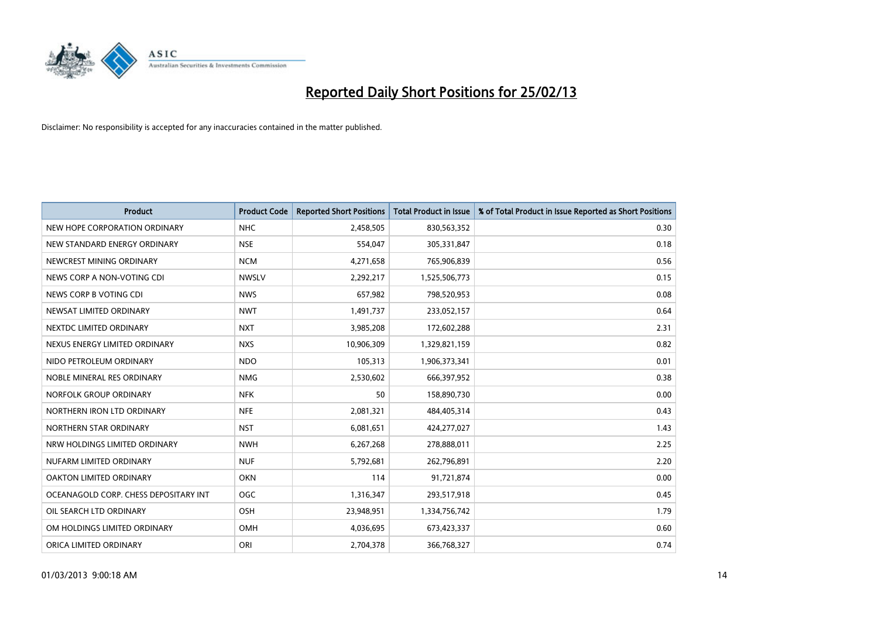# Reported Daily Short Positions for 25/02/13

Disclaimer: No responsibility is accepted for any inaccuracies contained in the matter published.

| Product | Product Code | Reported Short Positions | Total Product in Issue | % of Total Product in Issue Reported as Short Positions |
|---|---|---|---|---|
| NEW HOPE CORPORATION ORDINARY | NHC | 2,458,505 | 830,563,352 | 0.30 |
| NEW STANDARD ENERGY ORDINARY | NSE | 554,047 | 305,331,847 | 0.18 |
| NEWCREST MINING ORDINARY | NCM | 4,271,658 | 765,906,839 | 0.56 |
| NEWS CORP A NON-VOTING CDI | NWSLV | 2,292,217 | 1,525,506,773 | 0.15 |
| NEWS CORP B VOTING CDI | NWS | 657,982 | 798,520,953 | 0.08 |
| NEWSAT LIMITED ORDINARY | NWT | 1,491,737 | 233,052,157 | 0.64 |
| NEXTDC LIMITED ORDINARY | NXT | 3,985,208 | 172,602,288 | 2.31 |
| NEXUS ENERGY LIMITED ORDINARY | NXS | 10,906,309 | 1,329,821,159 | 0.82 |
| NIDO PETROLEUM ORDINARY | NDO | 105,313 | 1,906,373,341 | 0.01 |
| NOBLE MINERAL RES ORDINARY | NMG | 2,530,602 | 666,397,952 | 0.38 |
| NORFOLK GROUP ORDINARY | NFK | 50 | 158,890,730 | 0.00 |
| NORTHERN IRON LTD ORDINARY | NFE | 2,081,321 | 484,405,314 | 0.43 |
| NORTHERN STAR ORDINARY | NST | 6,081,651 | 424,277,027 | 1.43 |
| NRW HOLDINGS LIMITED ORDINARY | NWH | 6,267,268 | 278,888,011 | 2.25 |
| NUFARM LIMITED ORDINARY | NUF | 5,792,681 | 262,796,891 | 2.20 |
| OAKTON LIMITED ORDINARY | OKN | 114 | 91,721,874 | 0.00 |
| OCEANAGOLD CORP. CHESS DEPOSITARY INT | OGC | 1,316,347 | 293,517,918 | 0.45 |
| OIL SEARCH LTD ORDINARY | OSH | 23,948,951 | 1,334,756,742 | 1.79 |
| OM HOLDINGS LIMITED ORDINARY | OMH | 4,036,695 | 673,423,337 | 0.60 |
| ORICA LIMITED ORDINARY | ORI | 2,704,378 | 366,768,327 | 0.74 |

01/03/2013 9:00:18 AM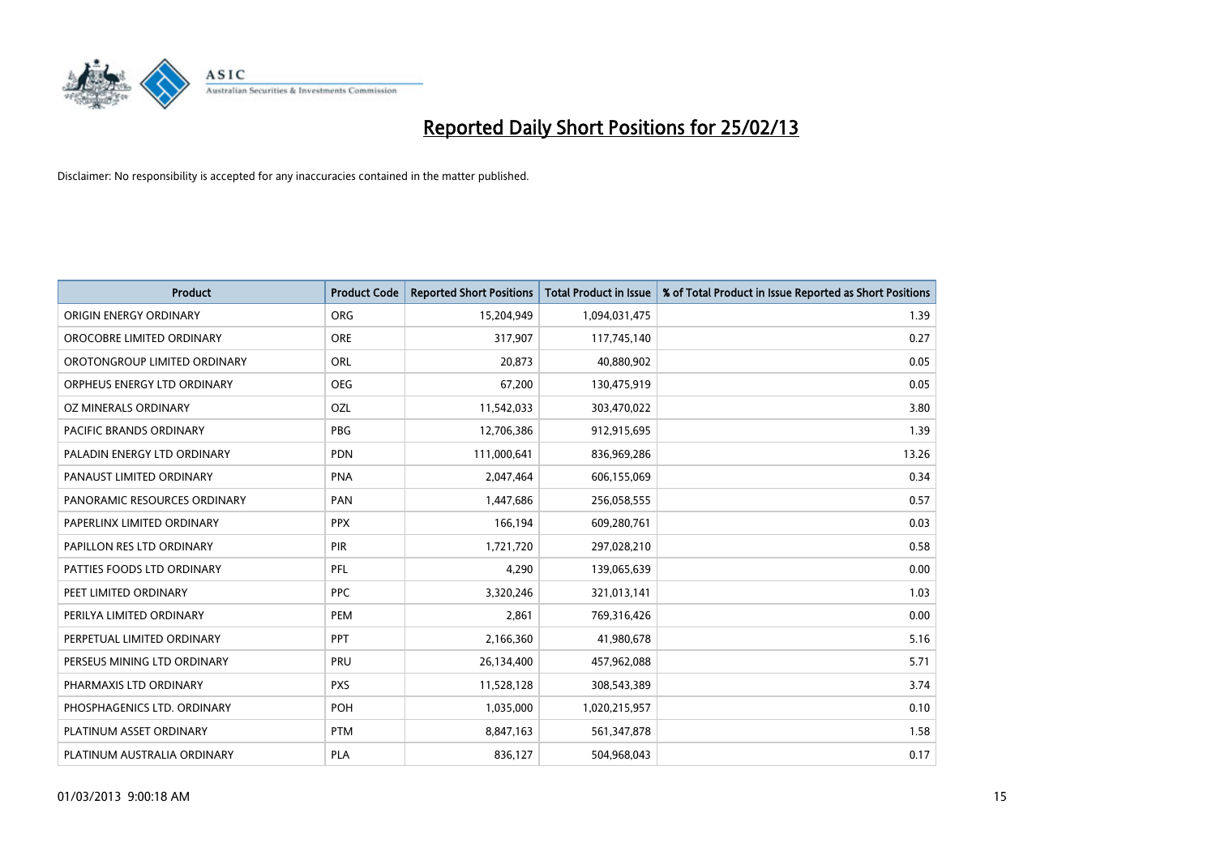# Reported Daily Short Positions for 25/02/13

Disclaimer: No responsibility is accepted for any inaccuracies contained in the matter published.

| Product | Product Code | Reported Short Positions | Total Product in Issue | % of Total Product in Issue Reported as Short Positions |
|---|---|---|---|---|
| ORIGIN ENERGY ORDINARY | ORG | 15,204,949 | 1,094,031,475 | 1.39 |
| OROCOBRE LIMITED ORDINARY | ORE | 317,907 | 117,745,140 | 0.27 |
| OROTONGROUP LIMITED ORDINARY | ORL | 20,873 | 40,880,902 | 0.05 |
| ORPHEUS ENERGY LTD ORDINARY | OEG | 67,200 | 130,475,919 | 0.05 |
| OZ MINERALS ORDINARY | OZL | 11,542,033 | 303,470,022 | 3.80 |
| PACIFIC BRANDS ORDINARY | PBG | 12,706,386 | 912,915,695 | 1.39 |
| PALADIN ENERGY LTD ORDINARY | PDN | 111,000,641 | 836,969,286 | 13.26 |
| PANAUST LIMITED ORDINARY | PNA | 2,047,464 | 606,155,069 | 0.34 |
| PANORAMIC RESOURCES ORDINARY | PAN | 1,447,686 | 256,058,555 | 0.57 |
| PAPERLINX LIMITED ORDINARY | PPX | 166,194 | 609,280,761 | 0.03 |
| PAPILLON RES LTD ORDINARY | PIR | 1,721,720 | 297,028,210 | 0.58 |
| PATTIES FOODS LTD ORDINARY | PFL | 4,290 | 139,065,639 | 0.00 |
| PEET LIMITED ORDINARY | PPC | 3,320,246 | 321,013,141 | 1.03 |
| PERILYA LIMITED ORDINARY | PEM | 2,861 | 769,316,426 | 0.00 |
| PERPETUAL LIMITED ORDINARY | PPT | 2,166,360 | 41,980,678 | 5.16 |
| PERSEUS MINING LTD ORDINARY | PRU | 26,134,400 | 457,962,088 | 5.71 |
| PHARMAXIS LTD ORDINARY | PXS | 11,528,128 | 308,543,389 | 3.74 |
| PHOSPHAGENICS LTD. ORDINARY | POH | 1,035,000 | 1,020,215,957 | 0.10 |
| PLATINUM ASSET ORDINARY | PTM | 8,847,163 | 561,347,878 | 1.58 |
| PLATINUM AUSTRALIA ORDINARY | PLA | 836,127 | 504,968,043 | 0.17 |

01/03/2013 9:00:18 AM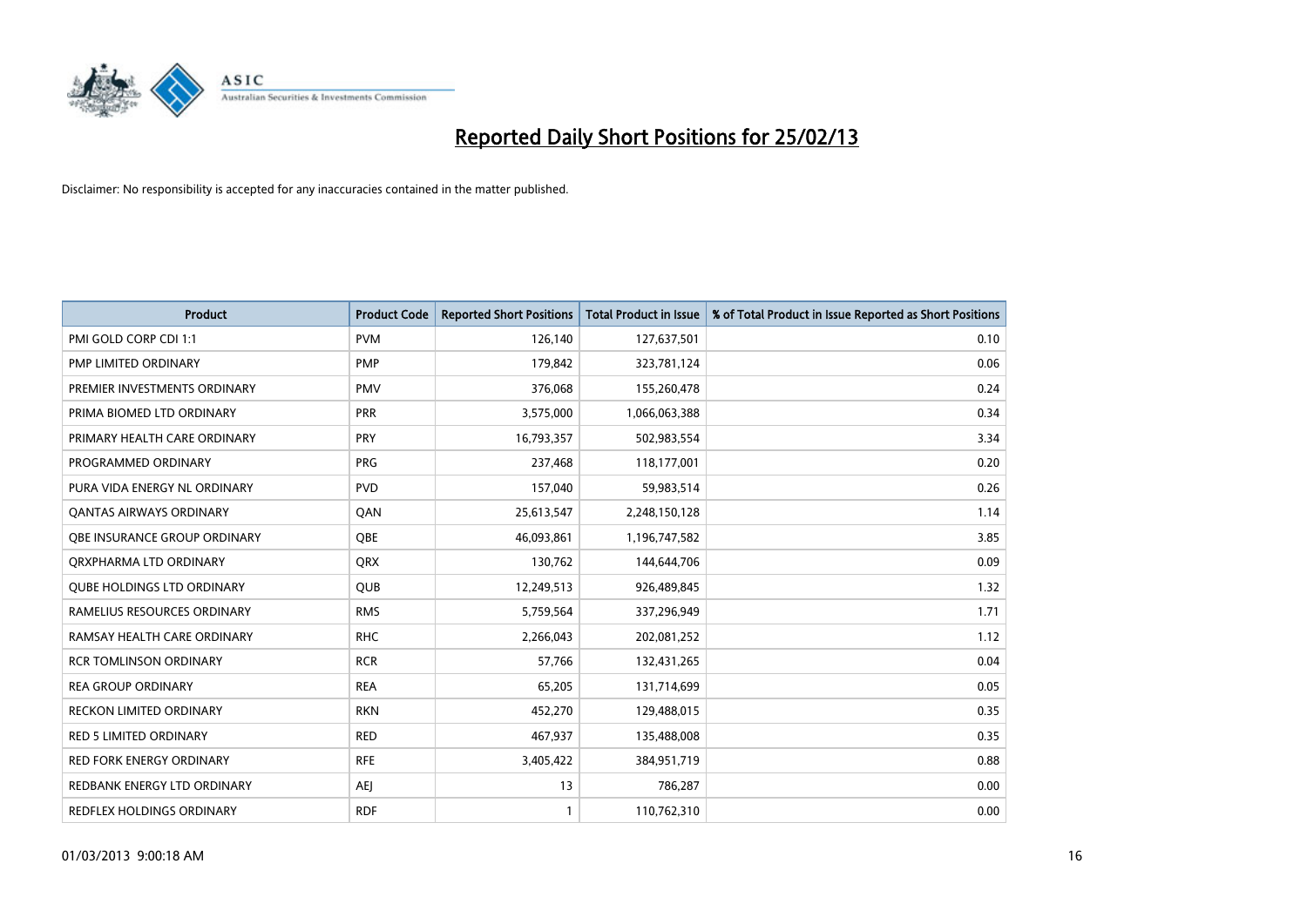# Reported Daily Short Positions for 25/02/13

Disclaimer: No responsibility is accepted for any inaccuracies contained in the matter published.

| Product | Product Code | Reported Short Positions | Total Product in Issue | % of Total Product in Issue Reported as Short Positions |
|---|---|---|---|---|
| PMI GOLD CORP CDI 1:1 | PVM | 126,140 | 127,637,501 | 0.10 |
| PMP LIMITED ORDINARY | PMP | 179,842 | 323,781,124 | 0.06 |
| PREMIER INVESTMENTS ORDINARY | PMV | 376,068 | 155,260,478 | 0.24 |
| PRIMA BIOMED LTD ORDINARY | PRR | 3,575,000 | 1,066,063,388 | 0.34 |
| PRIMARY HEALTH CARE ORDINARY | PRY | 16,793,357 | 502,983,554 | 3.34 |
| PROGRAMMED ORDINARY | PRG | 237,468 | 118,177,001 | 0.20 |
| PURA VIDA ENERGY NL ORDINARY | PVD | 157,040 | 59,983,514 | 0.26 |
| QANTAS AIRWAYS ORDINARY | QAN | 25,613,547 | 2,248,150,128 | 1.14 |
| QBE INSURANCE GROUP ORDINARY | QBE | 46,093,861 | 1,196,747,582 | 3.85 |
| QRXPHARMA LTD ORDINARY | QRX | 130,762 | 144,644,706 | 0.09 |
| QUBE HOLDINGS LTD ORDINARY | QUB | 12,249,513 | 926,489,845 | 1.32 |
| RAMELIUS RESOURCES ORDINARY | RMS | 5,759,564 | 337,296,949 | 1.71 |
| RAMSAY HEALTH CARE ORDINARY | RHC | 2,266,043 | 202,081,252 | 1.12 |
| RCR TOMLINSON ORDINARY | RCR | 57,766 | 132,431,265 | 0.04 |
| REA GROUP ORDINARY | REA | 65,205 | 131,714,699 | 0.05 |
| RECKON LIMITED ORDINARY | RKN | 452,270 | 129,488,015 | 0.35 |
| RED 5 LIMITED ORDINARY | RED | 467,937 | 135,488,008 | 0.35 |
| RED FORK ENERGY ORDINARY | RFE | 3,405,422 | 384,951,719 | 0.88 |
| REDBANK ENERGY LTD ORDINARY | AEJ | 13 | 786,287 | 0.00 |
| REDFLEX HOLDINGS ORDINARY | RDF | 1 | 110,762,310 | 0.00 |

01/03/2013 9:00:18 AM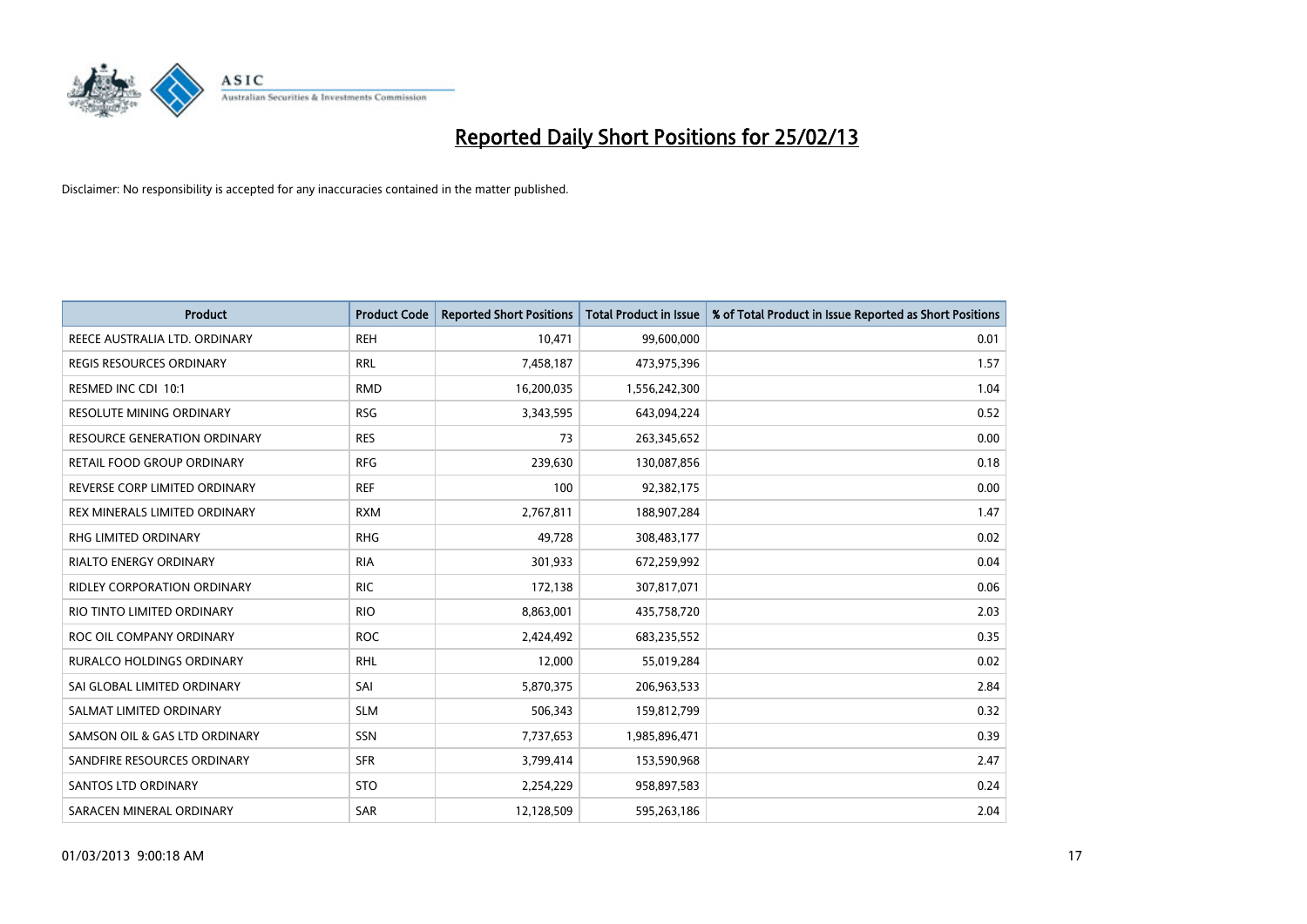# Reported Daily Short Positions for 25/02/13

Disclaimer: No responsibility is accepted for any inaccuracies contained in the matter published.

| Product | Product Code | Reported Short Positions | Total Product in Issue | % of Total Product in Issue Reported as Short Positions |
|---|---|---|---|---|
| REECE AUSTRALIA LTD. ORDINARY | REH | 10,471 | 99,600,000 | 0.01 |
| REGIS RESOURCES ORDINARY | RRL | 7,458,187 | 473,975,396 | 1.57 |
| RESMED INC CDI 10:1 | RMD | 16,200,035 | 1,556,242,300 | 1.04 |
| RESOLUTE MINING ORDINARY | RSG | 3,343,595 | 643,094,224 | 0.52 |
| RESOURCE GENERATION ORDINARY | RES | 73 | 263,345,652 | 0.00 |
| RETAIL FOOD GROUP ORDINARY | RFG | 239,630 | 130,087,856 | 0.18 |
| REVERSE CORP LIMITED ORDINARY | REF | 100 | 92,382,175 | 0.00 |
| REX MINERALS LIMITED ORDINARY | RXM | 2,767,811 | 188,907,284 | 1.47 |
| RHG LIMITED ORDINARY | RHG | 49,728 | 308,483,177 | 0.02 |
| RIALTO ENERGY ORDINARY | RIA | 301,933 | 672,259,992 | 0.04 |
| RIDLEY CORPORATION ORDINARY | RIC | 172,138 | 307,817,071 | 0.06 |
| RIO TINTO LIMITED ORDINARY | RIO | 8,863,001 | 435,758,720 | 2.03 |
| ROC OIL COMPANY ORDINARY | ROC | 2,424,492 | 683,235,552 | 0.35 |
| RURALCO HOLDINGS ORDINARY | RHL | 12,000 | 55,019,284 | 0.02 |
| SAI GLOBAL LIMITED ORDINARY | SAI | 5,870,375 | 206,963,533 | 2.84 |
| SALMAT LIMITED ORDINARY | SLM | 506,343 | 159,812,799 | 0.32 |
| SAMSON OIL & GAS LTD ORDINARY | SSN | 7,737,653 | 1,985,896,471 | 0.39 |
| SANDFIRE RESOURCES ORDINARY | SFR | 3,799,414 | 153,590,968 | 2.47 |
| SANTOS LTD ORDINARY | STO | 2,254,229 | 958,897,583 | 0.24 |
| SARACEN MINERAL ORDINARY | SAR | 12,128,509 | 595,263,186 | 2.04 |

01/03/2013 9:00:18 AM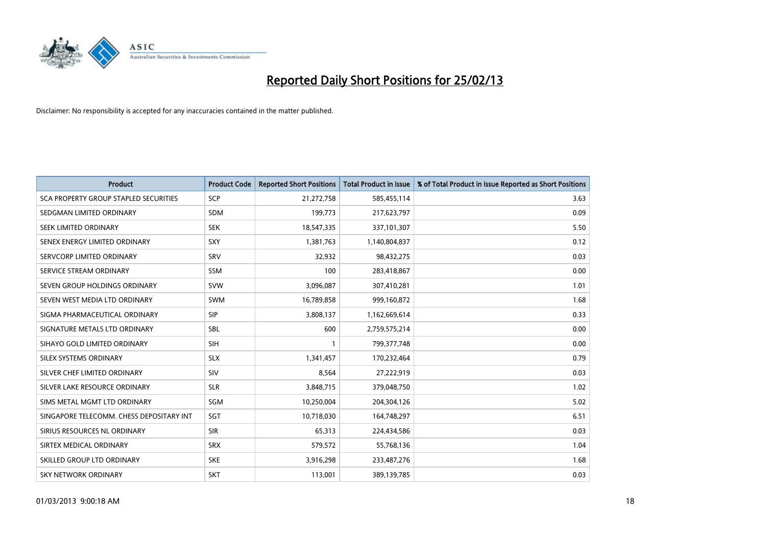# Reported Daily Short Positions for 25/02/13

Disclaimer: No responsibility is accepted for any inaccuracies contained in the matter published.

| Product | Product Code | Reported Short Positions | Total Product in Issue | % of Total Product in Issue Reported as Short Positions |
|---|---|---|---|---|
| SCA PROPERTY GROUP STAPLED SECURITIES | SCP | 21,272,758 | 585,455,114 | 3.63 |
| SEDGMAN LIMITED ORDINARY | SDM | 199,773 | 217,623,797 | 0.09 |
| SEEK LIMITED ORDINARY | SEK | 18,547,335 | 337,101,307 | 5.50 |
| SENEX ENERGY LIMITED ORDINARY | SXY | 1,381,763 | 1,140,804,837 | 0.12 |
| SERVCORP LIMITED ORDINARY | SRV | 32,932 | 98,432,275 | 0.03 |
| SERVICE STREAM ORDINARY | SSM | 100 | 283,418,867 | 0.00 |
| SEVEN GROUP HOLDINGS ORDINARY | SVW | 3,096,087 | 307,410,281 | 1.01 |
| SEVEN WEST MEDIA LTD ORDINARY | SWM | 16,789,858 | 999,160,872 | 1.68 |
| SIGMA PHARMACEUTICAL ORDINARY | SIP | 3,808,137 | 1,162,669,614 | 0.33 |
| SIGNATURE METALS LTD ORDINARY | SBL | 600 | 2,759,575,214 | 0.00 |
| SIHAYO GOLD LIMITED ORDINARY | SIH | 1 | 799,377,748 | 0.00 |
| SILEX SYSTEMS ORDINARY | SLX | 1,341,457 | 170,232,464 | 0.79 |
| SILVER CHEF LIMITED ORDINARY | SIV | 8,564 | 27,222,919 | 0.03 |
| SILVER LAKE RESOURCE ORDINARY | SLR | 3,848,715 | 379,048,750 | 1.02 |
| SIMS METAL MGMT LTD ORDINARY | SGM | 10,250,004 | 204,304,126 | 5.02 |
| SINGAPORE TELECOMM. CHESS DEPOSITARY INT | SGT | 10,718,030 | 164,748,297 | 6.51 |
| SIRIUS RESOURCES NL ORDINARY | SIR | 65,313 | 224,434,586 | 0.03 |
| SIRTEX MEDICAL ORDINARY | SRX | 579,572 | 55,768,136 | 1.04 |
| SKILLED GROUP LTD ORDINARY | SKE | 3,916,298 | 233,487,276 | 1.68 |
| SKY NETWORK ORDINARY | SKT | 113,001 | 389,139,785 | 0.03 |

01/03/2013 9:00:18 AM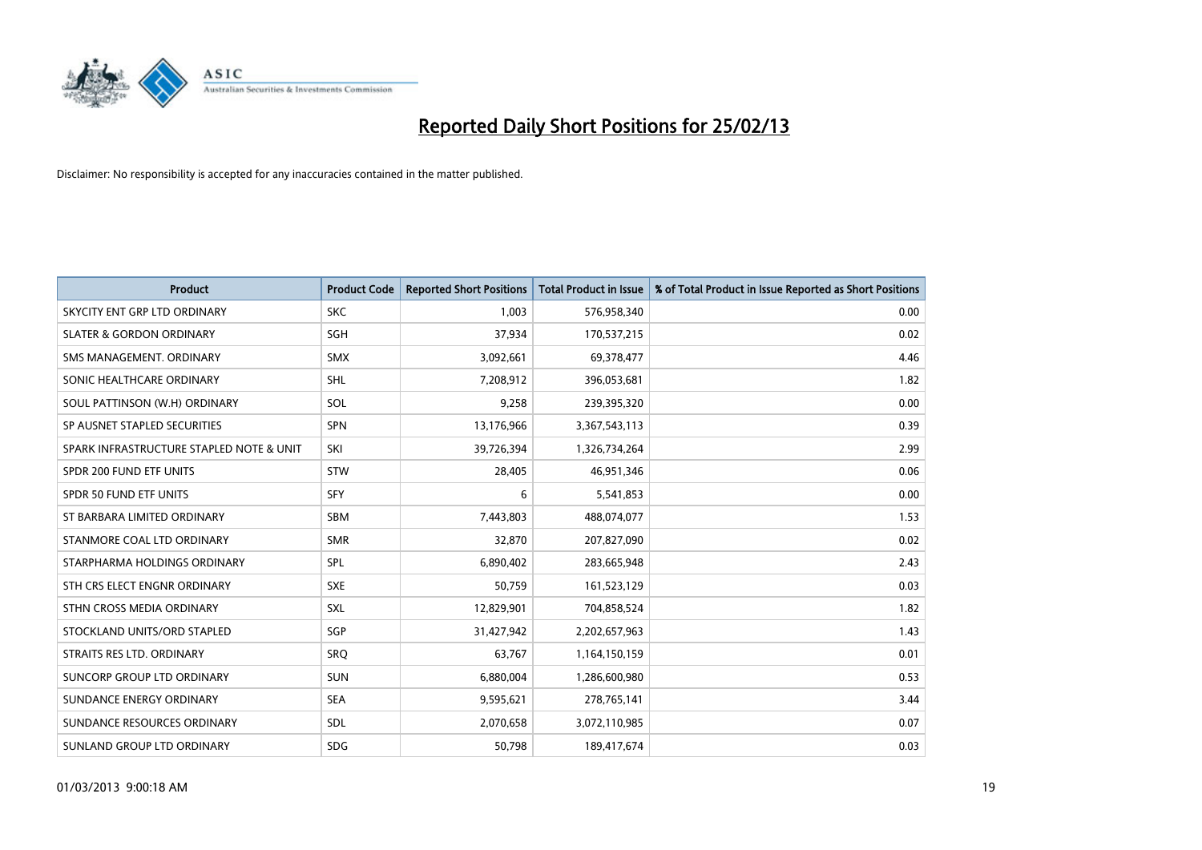# Reported Daily Short Positions for 25/02/13

Disclaimer: No responsibility is accepted for any inaccuracies contained in the matter published.

| Product | Product Code | Reported Short Positions | Total Product in Issue | % of Total Product in Issue Reported as Short Positions |
|---|---|---|---|---|
| SKYCITY ENT GRP LTD ORDINARY | SKC | 1,003 | 576,958,340 | 0.00 |
| SLATER & GORDON ORDINARY | SGH | 37,934 | 170,537,215 | 0.02 |
| SMS MANAGEMENT. ORDINARY | SMX | 3,092,661 | 69,378,477 | 4.46 |
| SONIC HEALTHCARE ORDINARY | SHL | 7,208,912 | 396,053,681 | 1.82 |
| SOUL PATTINSON (W.H) ORDINARY | SOL | 9,258 | 239,395,320 | 0.00 |
| SP AUSNET STAPLED SECURITIES | SPN | 13,176,966 | 3,367,543,113 | 0.39 |
| SPARK INFRASTRUCTURE STAPLED NOTE & UNIT | SKI | 39,726,394 | 1,326,734,264 | 2.99 |
| SPDR 200 FUND ETF UNITS | STW | 28,405 | 46,951,346 | 0.06 |
| SPDR 50 FUND ETF UNITS | SFY | 6 | 5,541,853 | 0.00 |
| ST BARBARA LIMITED ORDINARY | SBM | 7,443,803 | 488,074,077 | 1.53 |
| STANMORE COAL LTD ORDINARY | SMR | 32,870 | 207,827,090 | 0.02 |
| STARPHARMA HOLDINGS ORDINARY | SPL | 6,890,402 | 283,665,948 | 2.43 |
| STH CRS ELECT ENGNR ORDINARY | SXE | 50,759 | 161,523,129 | 0.03 |
| STHN CROSS MEDIA ORDINARY | SXL | 12,829,901 | 704,858,524 | 1.82 |
| STOCKLAND UNITS/ORD STAPLED | SGP | 31,427,942 | 2,202,657,963 | 1.43 |
| STRAITS RES LTD. ORDINARY | SRQ | 63,767 | 1,164,150,159 | 0.01 |
| SUNCORP GROUP LTD ORDINARY | SUN | 6,880,004 | 1,286,600,980 | 0.53 |
| SUNDANCE ENERGY ORDINARY | SEA | 9,595,621 | 278,765,141 | 3.44 |
| SUNDANCE RESOURCES ORDINARY | SDL | 2,070,658 | 3,072,110,985 | 0.07 |
| SUNLAND GROUP LTD ORDINARY | SDG | 50,798 | 189,417,674 | 0.03 |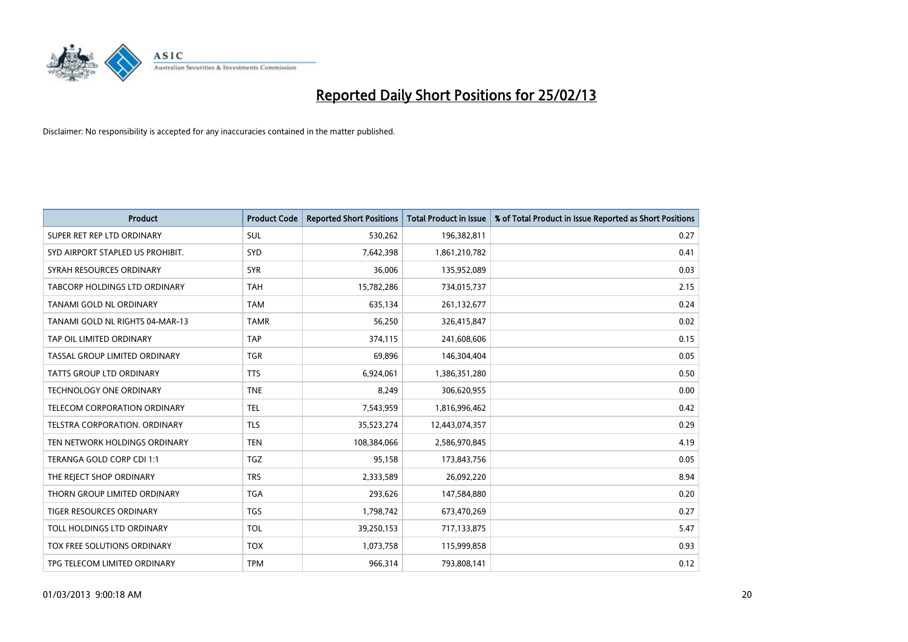# Reported Daily Short Positions for 25/02/13

Disclaimer: No responsibility is accepted for any inaccuracies contained in the matter published.

| Product | Product Code | Reported Short Positions | Total Product in Issue | % of Total Product in Issue Reported as Short Positions |
|---|---|---|---|---|
| SUPER RET REP LTD ORDINARY | SUL | 530,262 | 196,382,811 | 0.27 |
| SYD AIRPORT STAPLED US PROHIBIT. | SYD | 7,642,398 | 1,861,210,782 | 0.41 |
| SYRAH RESOURCES ORDINARY | SYR | 36,006 | 135,952,089 | 0.03 |
| TABCORP HOLDINGS LTD ORDINARY | TAH | 15,782,286 | 734,015,737 | 2.15 |
| TANAMI GOLD NL ORDINARY | TAM | 635,134 | 261,132,677 | 0.24 |
| TANAMI GOLD NL RIGHTS 04-MAR-13 | TAMR | 56,250 | 326,415,847 | 0.02 |
| TAP OIL LIMITED ORDINARY | TAP | 374,115 | 241,608,606 | 0.15 |
| TASSAL GROUP LIMITED ORDINARY | TGR | 69,896 | 146,304,404 | 0.05 |
| TATTS GROUP LTD ORDINARY | TTS | 6,924,061 | 1,386,351,280 | 0.50 |
| TECHNOLOGY ONE ORDINARY | TNE | 8,249 | 306,620,955 | 0.00 |
| TELECOM CORPORATION ORDINARY | TEL | 7,543,959 | 1,816,996,462 | 0.42 |
| TELSTRA CORPORATION. ORDINARY | TLS | 35,523,274 | 12,443,074,357 | 0.29 |
| TEN NETWORK HOLDINGS ORDINARY | TEN | 108,384,066 | 2,586,970,845 | 4.19 |
| TERANGA GOLD CORP CDI 1:1 | TGZ | 95,158 | 173,843,756 | 0.05 |
| THE REJECT SHOP ORDINARY | TRS | 2,333,589 | 26,092,220 | 8.94 |
| THORN GROUP LIMITED ORDINARY | TGA | 293,626 | 147,584,880 | 0.20 |
| TIGER RESOURCES ORDINARY | TGS | 1,798,742 | 673,470,269 | 0.27 |
| TOLL HOLDINGS LTD ORDINARY | TOL | 39,250,153 | 717,133,875 | 5.47 |
| TOX FREE SOLUTIONS ORDINARY | TOX | 1,073,758 | 115,999,858 | 0.93 |
| TPG TELECOM LIMITED ORDINARY | TPM | 966,314 | 793,808,141 | 0.12 |

01/03/2013 9:00:18 AM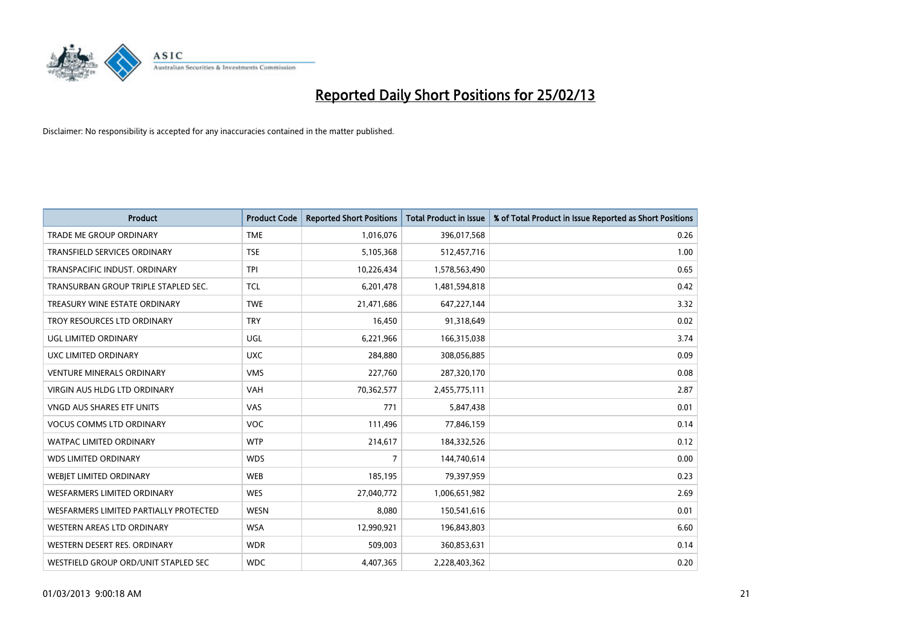# Reported Daily Short Positions for 25/02/13

Disclaimer: No responsibility is accepted for any inaccuracies contained in the matter published.

| Product | Product Code | Reported Short Positions | Total Product in Issue | % of Total Product in Issue Reported as Short Positions |
|---|---|---|---|---|
| TRADE ME GROUP ORDINARY | TME | 1,016,076 | 396,017,568 | 0.26 |
| TRANSFIELD SERVICES ORDINARY | TSE | 5,105,368 | 512,457,716 | 1.00 |
| TRANSPACIFIC INDUST. ORDINARY | TPI | 10,226,434 | 1,578,563,490 | 0.65 |
| TRANSURBAN GROUP TRIPLE STAPLED SEC. | TCL | 6,201,478 | 1,481,594,818 | 0.42 |
| TREASURY WINE ESTATE ORDINARY | TWE | 21,471,686 | 647,227,144 | 3.32 |
| TROY RESOURCES LTD ORDINARY | TRY | 16,450 | 91,318,649 | 0.02 |
| UGL LIMITED ORDINARY | UGL | 6,221,966 | 166,315,038 | 3.74 |
| UXC LIMITED ORDINARY | UXC | 284,880 | 308,056,885 | 0.09 |
| VENTURE MINERALS ORDINARY | VMS | 227,760 | 287,320,170 | 0.08 |
| VIRGIN AUS HLDG LTD ORDINARY | VAH | 70,362,577 | 2,455,775,111 | 2.87 |
| VNGD AUS SHARES ETF UNITS | VAS | 771 | 5,847,438 | 0.01 |
| VOCUS COMMS LTD ORDINARY | VOC | 111,496 | 77,846,159 | 0.14 |
| WATPAC LIMITED ORDINARY | WTP | 214,617 | 184,332,526 | 0.12 |
| WDS LIMITED ORDINARY | WDS | 7 | 144,740,614 | 0.00 |
| WEBJET LIMITED ORDINARY | WEB | 185,195 | 79,397,959 | 0.23 |
| WESFARMERS LIMITED ORDINARY | WES | 27,040,772 | 1,006,651,982 | 2.69 |
| WESFARMERS LIMITED PARTIALLY PROTECTED | WESN | 8,080 | 150,541,616 | 0.01 |
| WESTERN AREAS LTD ORDINARY | WSA | 12,990,921 | 196,843,803 | 6.60 |
| WESTERN DESERT RES. ORDINARY | WDR | 509,003 | 360,853,631 | 0.14 |
| WESTFIELD GROUP ORD/UNIT STAPLED SEC | WDC | 4,407,365 | 2,228,403,362 | 0.20 |

01/03/2013 9:00:18 AM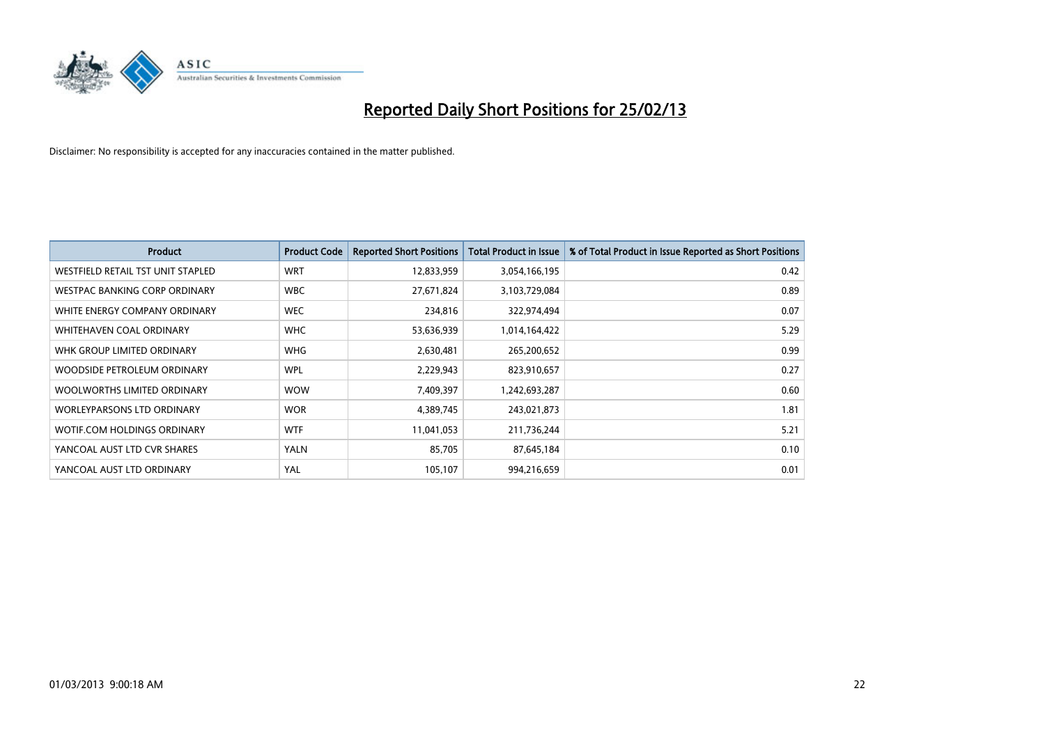# Reported Daily Short Positions for 25/02/13

Disclaimer: No responsibility is accepted for any inaccuracies contained in the matter published.

| Product | Product Code | Reported Short Positions | Total Product in Issue | % of Total Product in Issue Reported as Short Positions |
|---|---|---|---|---|
| WESTFIELD RETAIL TST UNIT STAPLED | WRT | 12,833,959 | 3,054,166,195 | 0.42 |
| WESTPAC BANKING CORP ORDINARY | WBC | 27,671,824 | 3,103,729,084 | 0.89 |
| WHITE ENERGY COMPANY ORDINARY | WEC | 234,816 | 322,974,494 | 0.07 |
| WHITEHAVEN COAL ORDINARY | WHC | 53,636,939 | 1,014,164,422 | 5.29 |
| WHK GROUP LIMITED ORDINARY | WHG | 2,630,481 | 265,200,652 | 0.99 |
| WOODSIDE PETROLEUM ORDINARY | WPL | 2,229,943 | 823,910,657 | 0.27 |
| WOOLWORTHS LIMITED ORDINARY | WOW | 7,409,397 | 1,242,693,287 | 0.60 |
| WORLEYPARSONS LTD ORDINARY | WOR | 4,389,745 | 243,021,873 | 1.81 |
| WOTIF.COM HOLDINGS ORDINARY | WTF | 11,041,053 | 211,736,244 | 5.21 |
| YANCOAL AUST LTD CVR SHARES | YALN | 85,705 | 87,645,184 | 0.10 |
| YANCOAL AUST LTD ORDINARY | YAL | 105,107 | 994,216,659 | 0.01 |

01/03/2013 9:00:18 AM